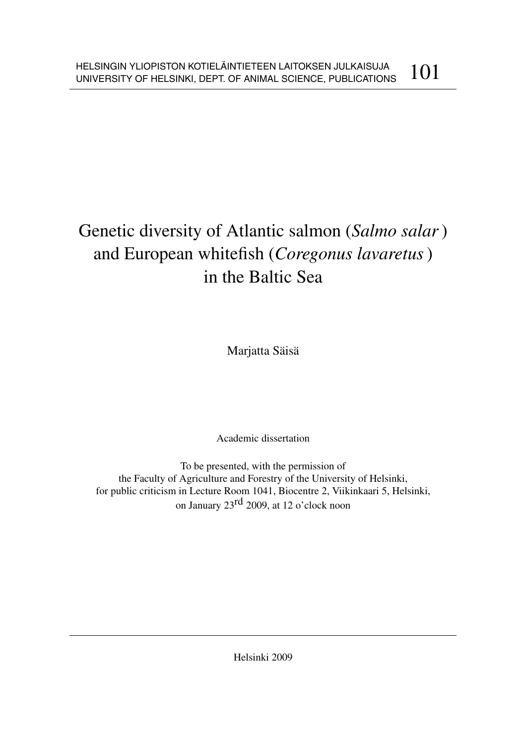HELSINGIN YLIOPISTON KOTIELÄINTIETEEN LAITOKSEN JULKAISUJA
UNIVERSITY OF HELSINKI, DEPT. OF ANIMAL SCIENCE, PUBLICATIONS 101

# Genetic diversity of Atlantic salmon (*Salmo salar*) and European whitefish (*Coregonus lavaretus*) in the Baltic Sea

Marjatta Säisä

Academic dissertation

To be presented, with the permission of
the Faculty of Agriculture and Forestry of the University of Helsinki,
for public criticism in Lecture Room 1041, Biocentre 2, Viikinkaari 5, Helsinki,
on January 23rd 2009, at 12 o'clock noon

Helsinki 2009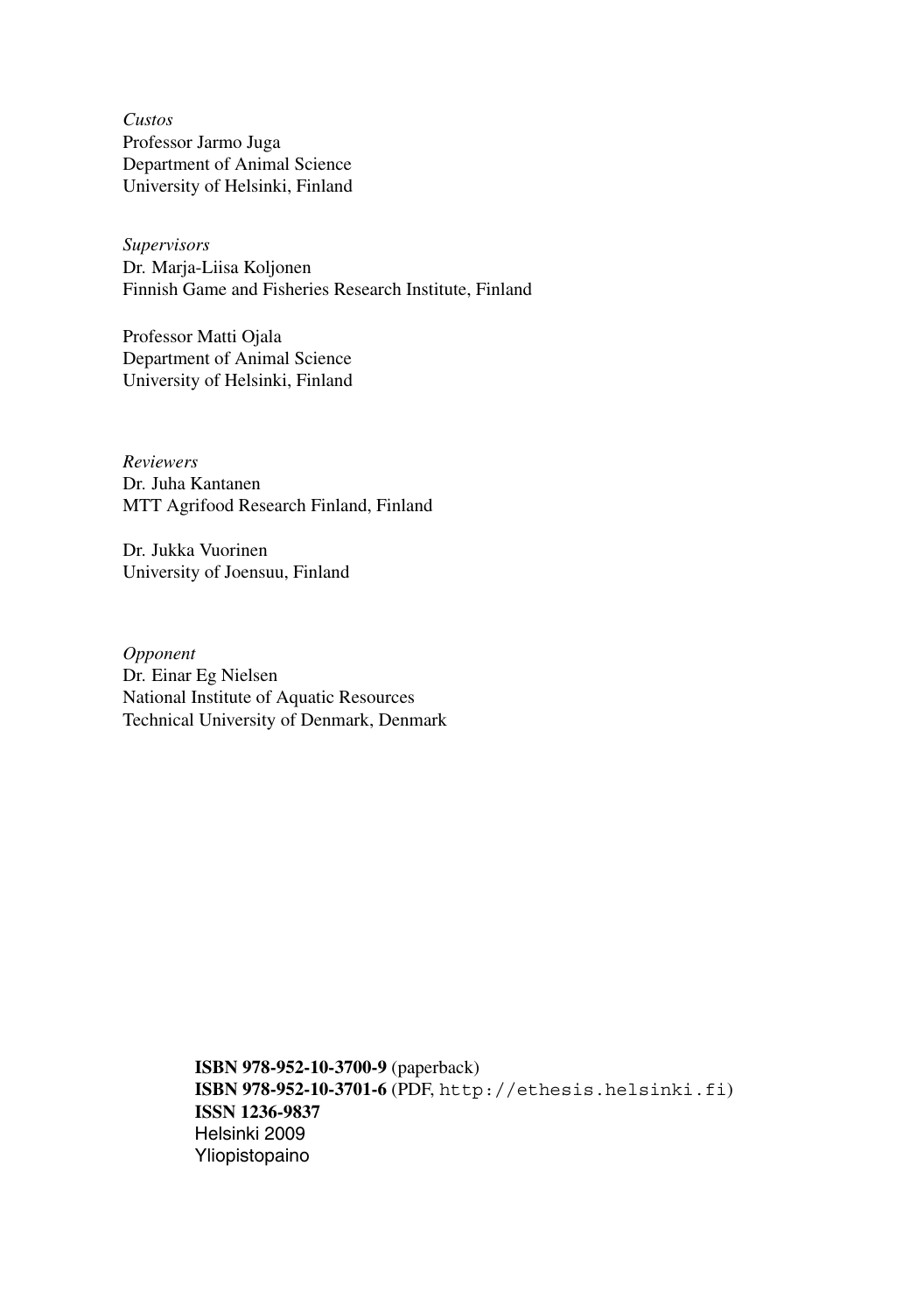*Custos*
Professor Jarmo Juga
Department of Animal Science
University of Helsinki, Finland

*Supervisors*
Dr. Marja-Liisa Koljonen
Finnish Game and Fisheries Research Institute, Finland

Professor Matti Ojala
Department of Animal Science
University of Helsinki, Finland

*Reviewers*
Dr. Juha Kantanen
MTT Agrifood Research Finland, Finland

Dr. Jukka Vuorinen
University of Joensuu, Finland

*Opponent*
Dr. Einar Eg Nielsen
National Institute of Aquatic Resources
Technical University of Denmark, Denmark

**ISBN 978-952-10-3700-9** (paperback)
**ISBN 978-952-10-3701-6** (PDF, `http://ethesis.helsinki.fi`)
**ISSN 1236-9837**
Helsinki 2009
Yliopistopaino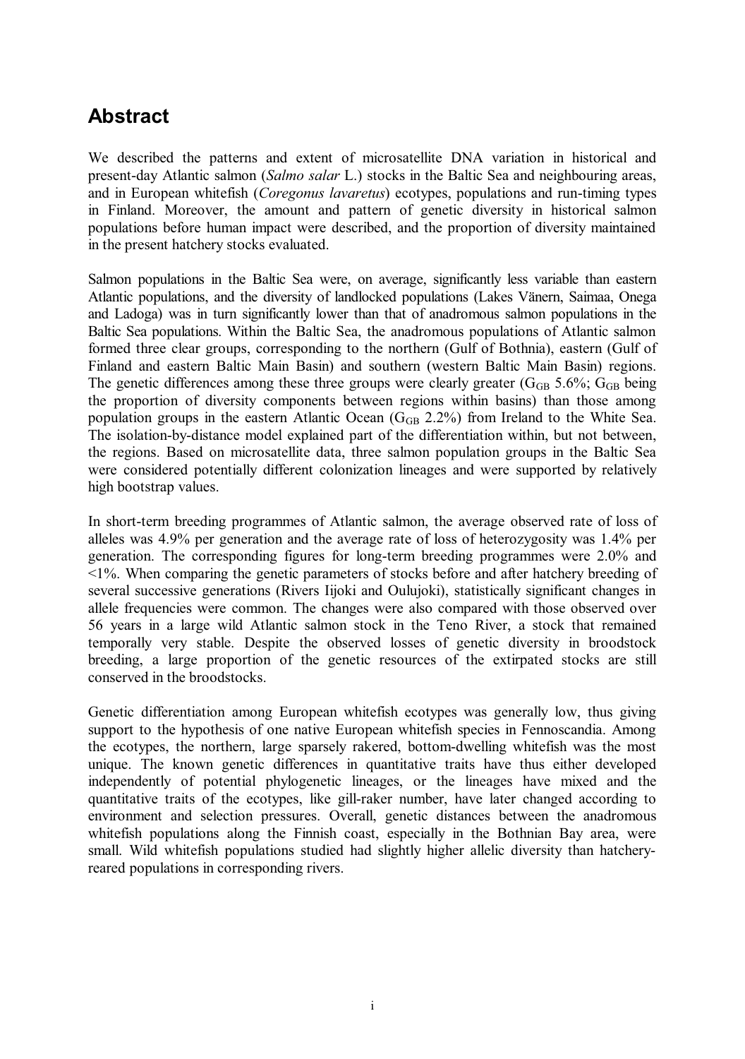## Abstract

We described the patterns and extent of microsatellite DNA variation in historical and present-day Atlantic salmon (*Salmo salar* L.) stocks in the Baltic Sea and neighbouring areas, and in European whitefish (*Coregonus lavaretus*) ecotypes, populations and run-timing types in Finland. Moreover, the amount and pattern of genetic diversity in historical salmon populations before human impact were described, and the proportion of diversity maintained in the present hatchery stocks evaluated.

Salmon populations in the Baltic Sea were, on average, significantly less variable than eastern Atlantic populations, and the diversity of landlocked populations (Lakes Vänern, Saimaa, Onega and Ladoga) was in turn significantly lower than that of anadromous salmon populations in the Baltic Sea populations. Within the Baltic Sea, the anadromous populations of Atlantic salmon formed three clear groups, corresponding to the northern (Gulf of Bothnia), eastern (Gulf of Finland and eastern Baltic Main Basin) and southern (western Baltic Main Basin) regions. The genetic differences among these three groups were clearly greater ($G_{GB}$ 5.6%; $G_{GB}$ being the proportion of diversity components between regions within basins) than those among population groups in the eastern Atlantic Ocean ($G_{GB}$ 2.2%) from Ireland to the White Sea. The isolation-by-distance model explained part of the differentiation within, but not between, the regions. Based on microsatellite data, three salmon population groups in the Baltic Sea were considered potentially different colonization lineages and were supported by relatively high bootstrap values.

In short-term breeding programmes of Atlantic salmon, the average observed rate of loss of alleles was 4.9% per generation and the average rate of loss of heterozygosity was 1.4% per generation. The corresponding figures for long-term breeding programmes were 2.0% and <1%. When comparing the genetic parameters of stocks before and after hatchery breeding of several successive generations (Rivers Iijoki and Oulujoki), statistically significant changes in allele frequencies were common. The changes were also compared with those observed over 56 years in a large wild Atlantic salmon stock in the Teno River, a stock that remained temporally very stable. Despite the observed losses of genetic diversity in broodstock breeding, a large proportion of the genetic resources of the extirpated stocks are still conserved in the broodstocks.

Genetic differentiation among European whitefish ecotypes was generally low, thus giving support to the hypothesis of one native European whitefish species in Fennoscandia. Among the ecotypes, the northern, large sparsely rakered, bottom-dwelling whitefish was the most unique. The known genetic differences in quantitative traits have thus either developed independently of potential phylogenetic lineages, or the lineages have mixed and the quantitative traits of the ecotypes, like gill-raker number, have later changed according to environment and selection pressures. Overall, genetic distances between the anadromous whitefish populations along the Finnish coast, especially in the Bothnian Bay area, were small. Wild whitefish populations studied had slightly higher allelic diversity than hatchery-reared populations in corresponding rivers.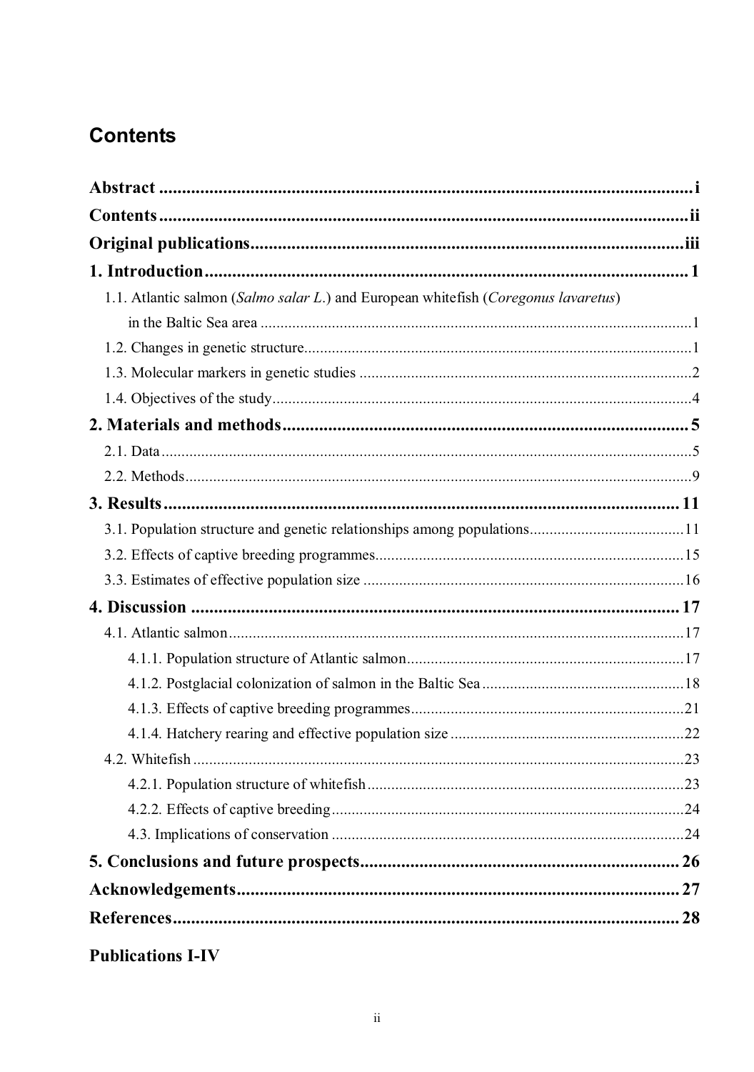# Contents

**Abstract** ..................................................................................................... **i**

**Contents** ..................................................................................................... **ii**

**Original publications** .............................................................................. **iii**

**1. Introduction** ........................................................................................... **1**

1.1. Atlantic salmon (*Salmo salar L.*) and European whitefish (*Coregonus lavaretus*) in the Baltic Sea area ........................................................................................... 1

1.2. Changes in genetic structure ..................................................................... 1

1.3. Molecular markers in genetic studies ........................................................ 2

1.4. Objectives of the study ............................................................................. 4

**2. Materials and methods** .......................................................................... **5**

2.1. Data .......................................................................................................... 5

2.2. Methods .................................................................................................... 9

**3. Results** ..................................................................................................... **11**

3.1. Population structure and genetic relationships among populations ........... 11

3.2. Effects of captive breeding programmes .................................................... 15

3.3. Estimates of effective population size ....................................................... 16

**4. Discussion** ............................................................................................... **17**

4.1. Atlantic salmon ......................................................................................... 17

4.1.1. Population structure of Atlantic salmon ............................................. 17

4.1.2. Postglacial colonization of salmon in the Baltic Sea .......................... 18

4.1.3. Effects of captive breeding programmes ............................................ 21

4.1.4. Hatchery rearing and effective population size .................................. 22

4.2. Whitefish ................................................................................................... 23

4.2.1. Population structure of whitefish ....................................................... 23

4.2.2. Effects of captive breeding ................................................................ 24

4.3. Implications of conservation ................................................................ 24

**5. Conclusions and future prospects** ........................................................ **26**

**Acknowledgements** ................................................................................... **27**

**References** ................................................................................................... **28**

**Publications I-IV**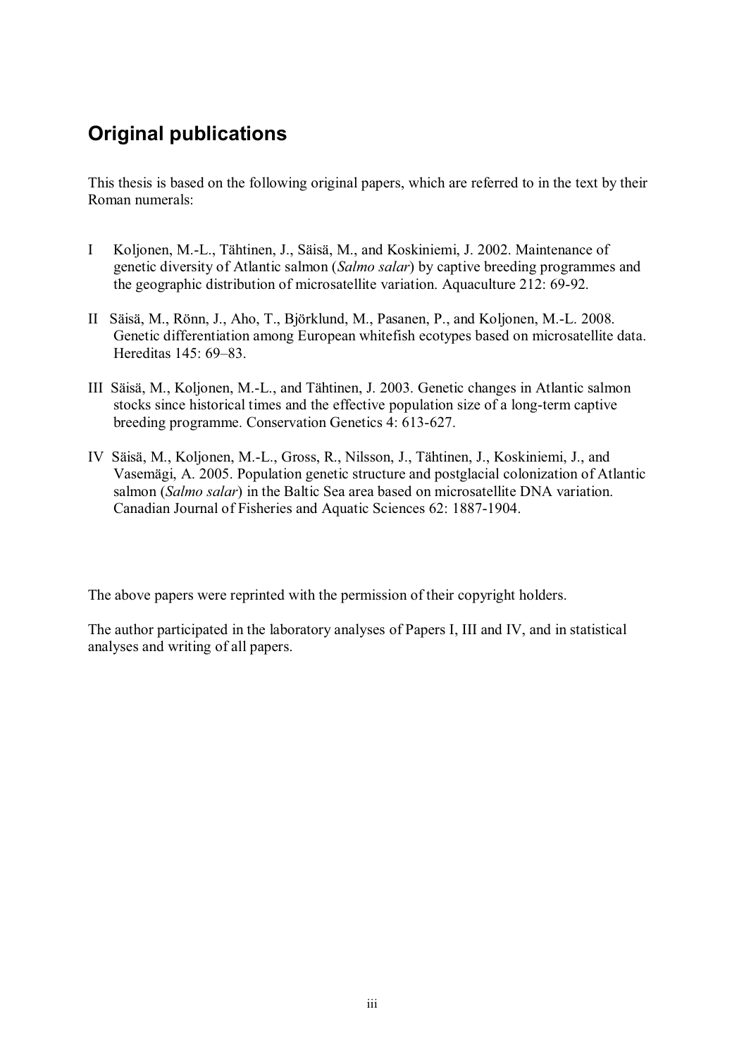## Original publications

This thesis is based on the following original papers, which are referred to in the text by their Roman numerals:

I Koljonen, M.-L., Tähtinen, J., Säisä, M., and Koskiniemi, J. 2002. Maintenance of genetic diversity of Atlantic salmon (*Salmo salar*) by captive breeding programmes and the geographic distribution of microsatellite variation. Aquaculture 212: 69-92.

II Säisä, M., Rönn, J., Aho, T., Björklund, M., Pasanen, P., and Koljonen, M.-L. 2008. Genetic differentiation among European whitefish ecotypes based on microsatellite data. Hereditas 145: 69–83.

III Säisä, M., Koljonen, M.-L., and Tähtinen, J. 2003. Genetic changes in Atlantic salmon stocks since historical times and the effective population size of a long-term captive breeding programme. Conservation Genetics 4: 613-627.

IV Säisä, M., Koljonen, M.-L., Gross, R., Nilsson, J., Tähtinen, J., Koskiniemi, J., and Vasemägi, A. 2005. Population genetic structure and postglacial colonization of Atlantic salmon (*Salmo salar*) in the Baltic Sea area based on microsatellite DNA variation. Canadian Journal of Fisheries and Aquatic Sciences 62: 1887-1904.

The above papers were reprinted with the permission of their copyright holders.

The author participated in the laboratory analyses of Papers I, III and IV, and in statistical analyses and writing of all papers.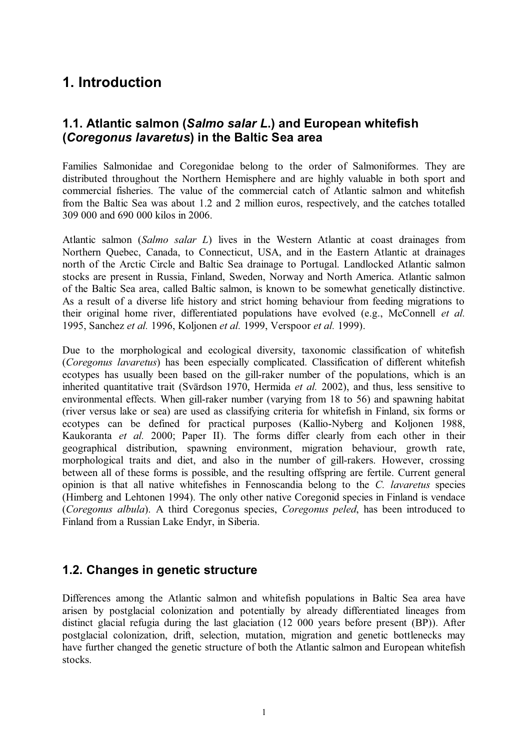# 1. Introduction

## 1.1. Atlantic salmon (*Salmo salar L*.) and European whitefish (*Coregonus lavaretus*) in the Baltic Sea area

Families Salmonidae and Coregonidae belong to the order of Salmoniformes. They are distributed throughout the Northern Hemisphere and are highly valuable in both sport and commercial fisheries. The value of the commercial catch of Atlantic salmon and whitefish from the Baltic Sea was about 1.2 and 2 million euros, respectively, and the catches totalled 309 000 and 690 000 kilos in 2006.

Atlantic salmon (*Salmo salar L*) lives in the Western Atlantic at coast drainages from Northern Quebec, Canada, to Connecticut, USA, and in the Eastern Atlantic at drainages north of the Arctic Circle and Baltic Sea drainage to Portugal. Landlocked Atlantic salmon stocks are present in Russia, Finland, Sweden, Norway and North America. Atlantic salmon of the Baltic Sea area, called Baltic salmon, is known to be somewhat genetically distinctive. As a result of a diverse life history and strict homing behaviour from feeding migrations to their original home river, differentiated populations have evolved (e.g., McConnell *et al.* 1995, Sanchez *et al.* 1996, Koljonen *et al.* 1999, Verspoor *et al.* 1999).

Due to the morphological and ecological diversity, taxonomic classification of whitefish (*Coregonus lavaretus*) has been especially complicated. Classification of different whitefish ecotypes has usually been based on the gill-raker number of the populations, which is an inherited quantitative trait (Svärdson 1970, Hermida *et al.* 2002), and thus, less sensitive to environmental effects. When gill-raker number (varying from 18 to 56) and spawning habitat (river versus lake or sea) are used as classifying criteria for whitefish in Finland, six forms or ecotypes can be defined for practical purposes (Kallio-Nyberg and Koljonen 1988, Kaukoranta *et al.* 2000; Paper II). The forms differ clearly from each other in their geographical distribution, spawning environment, migration behaviour, growth rate, morphological traits and diet, and also in the number of gill-rakers. However, crossing between all of these forms is possible, and the resulting offspring are fertile. Current general opinion is that all native whitefishes in Fennoscandia belong to the *C. lavaretus* species (Himberg and Lehtonen 1994). The only other native Coregonid species in Finland is vendace (*Coregonus albula*). A third Coregonus species, *Coregonus peled*, has been introduced to Finland from a Russian Lake Endyr, in Siberia.

## 1.2. Changes in genetic structure

Differences among the Atlantic salmon and whitefish populations in Baltic Sea area have arisen by postglacial colonization and potentially by already differentiated lineages from distinct glacial refugia during the last glaciation (12 000 years before present (BP)). After postglacial colonization, drift, selection, mutation, migration and genetic bottlenecks may have further changed the genetic structure of both the Atlantic salmon and European whitefish stocks.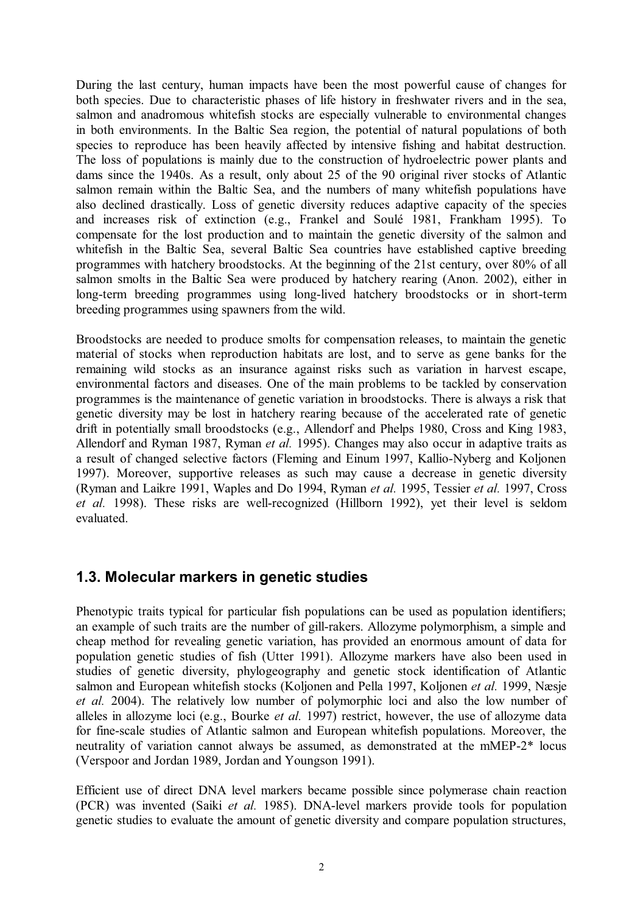During the last century, human impacts have been the most powerful cause of changes for both species. Due to characteristic phases of life history in freshwater rivers and in the sea, salmon and anadromous whitefish stocks are especially vulnerable to environmental changes in both environments. In the Baltic Sea region, the potential of natural populations of both species to reproduce has been heavily affected by intensive fishing and habitat destruction. The loss of populations is mainly due to the construction of hydroelectric power plants and dams since the 1940s. As a result, only about 25 of the 90 original river stocks of Atlantic salmon remain within the Baltic Sea, and the numbers of many whitefish populations have also declined drastically. Loss of genetic diversity reduces adaptive capacity of the species and increases risk of extinction (e.g., Frankel and Soulé 1981, Frankham 1995). To compensate for the lost production and to maintain the genetic diversity of the salmon and whitefish in the Baltic Sea, several Baltic Sea countries have established captive breeding programmes with hatchery broodstocks. At the beginning of the 21st century, over 80% of all salmon smolts in the Baltic Sea were produced by hatchery rearing (Anon. 2002), either in long-term breeding programmes using long-lived hatchery broodstocks or in short-term breeding programmes using spawners from the wild.

Broodstocks are needed to produce smolts for compensation releases, to maintain the genetic material of stocks when reproduction habitats are lost, and to serve as gene banks for the remaining wild stocks as an insurance against risks such as variation in harvest escape, environmental factors and diseases. One of the main problems to be tackled by conservation programmes is the maintenance of genetic variation in broodstocks. There is always a risk that genetic diversity may be lost in hatchery rearing because of the accelerated rate of genetic drift in potentially small broodstocks (e.g., Allendorf and Phelps 1980, Cross and King 1983, Allendorf and Ryman 1987, Ryman *et al.* 1995). Changes may also occur in adaptive traits as a result of changed selective factors (Fleming and Einum 1997, Kallio-Nyberg and Koljonen 1997). Moreover, supportive releases as such may cause a decrease in genetic diversity (Ryman and Laikre 1991, Waples and Do 1994, Ryman *et al.* 1995, Tessier *et al.* 1997, Cross *et al.* 1998). These risks are well-recognized (Hillborn 1992), yet their level is seldom evaluated.

## 1.3. Molecular markers in genetic studies

Phenotypic traits typical for particular fish populations can be used as population identifiers; an example of such traits are the number of gill-rakers. Allozyme polymorphism, a simple and cheap method for revealing genetic variation, has provided an enormous amount of data for population genetic studies of fish (Utter 1991). Allozyme markers have also been used in studies of genetic diversity, phylogeography and genetic stock identification of Atlantic salmon and European whitefish stocks (Koljonen and Pella 1997, Koljonen *et al.* 1999, Næsje *et al.* 2004). The relatively low number of polymorphic loci and also the low number of alleles in allozyme loci (e.g., Bourke *et al.* 1997) restrict, however, the use of allozyme data for fine-scale studies of Atlantic salmon and European whitefish populations. Moreover, the neutrality of variation cannot always be assumed, as demonstrated at the mMEP-2* locus (Verspoor and Jordan 1989, Jordan and Youngson 1991).

Efficient use of direct DNA level markers became possible since polymerase chain reaction (PCR) was invented (Saiki *et al.* 1985). DNA-level markers provide tools for population genetic studies to evaluate the amount of genetic diversity and compare population structures,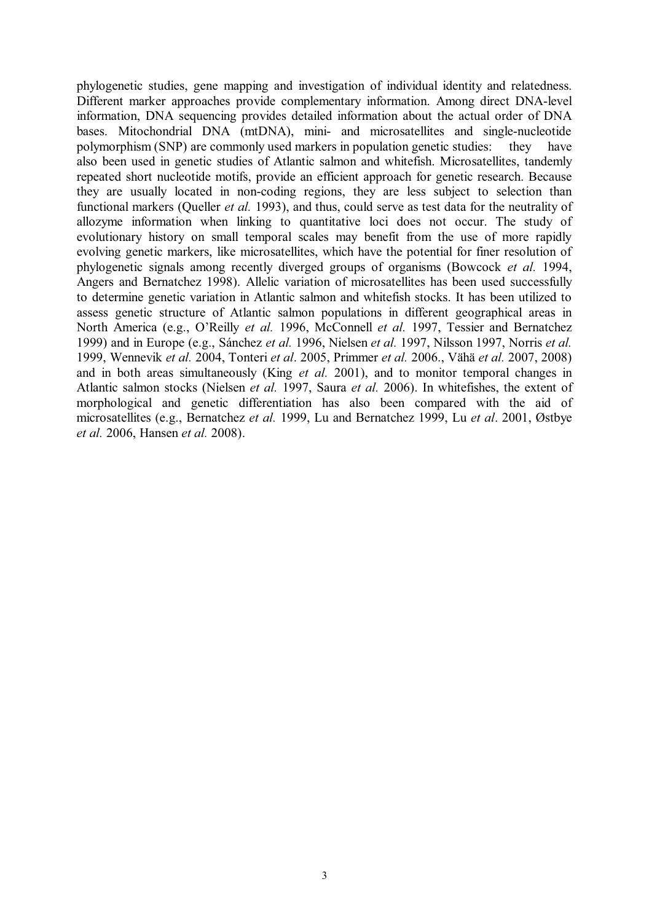phylogenetic studies, gene mapping and investigation of individual identity and relatedness. Different marker approaches provide complementary information. Among direct DNA-level information, DNA sequencing provides detailed information about the actual order of DNA bases. Mitochondrial DNA (mtDNA), mini- and microsatellites and single-nucleotide polymorphism (SNP) are commonly used markers in population genetic studies: they have also been used in genetic studies of Atlantic salmon and whitefish. Microsatellites, tandemly repeated short nucleotide motifs, provide an efficient approach for genetic research. Because they are usually located in non-coding regions, they are less subject to selection than functional markers (Queller *et al.* 1993), and thus, could serve as test data for the neutrality of allozyme information when linking to quantitative loci does not occur. The study of evolutionary history on small temporal scales may benefit from the use of more rapidly evolving genetic markers, like microsatellites, which have the potential for finer resolution of phylogenetic signals among recently diverged groups of organisms (Bowcock *et al.* 1994, Angers and Bernatchez 1998). Allelic variation of microsatellites has been used successfully to determine genetic variation in Atlantic salmon and whitefish stocks. It has been utilized to assess genetic structure of Atlantic salmon populations in different geographical areas in North America (e.g., O'Reilly *et al.* 1996, McConnell *et al.* 1997, Tessier and Bernatchez 1999) and in Europe (e.g., Sánchez *et al.* 1996, Nielsen *et al.* 1997, Nilsson 1997, Norris *et al.* 1999, Wennevik *et al.* 2004, Tonteri *et al*. 2005, Primmer *et al.* 2006., Vähä *et al.* 2007, 2008) and in both areas simultaneously (King *et al.* 2001), and to monitor temporal changes in Atlantic salmon stocks (Nielsen *et al.* 1997, Saura *et al.* 2006). In whitefishes, the extent of morphological and genetic differentiation has also been compared with the aid of microsatellites (e.g., Bernatchez *et al.* 1999, Lu and Bernatchez 1999, Lu *et al*. 2001, Østbye *et al.* 2006, Hansen *et al.* 2008).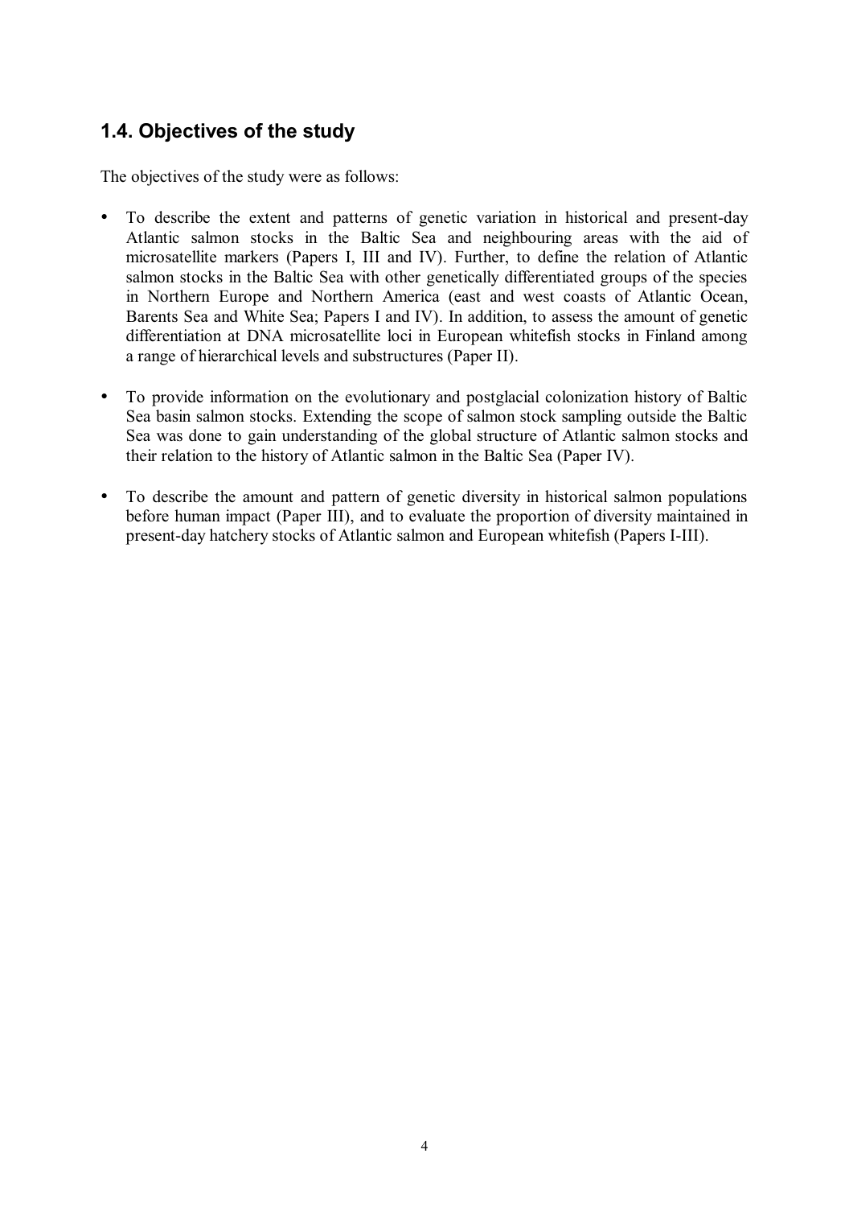## 1.4. Objectives of the study

The objectives of the study were as follows:

- To describe the extent and patterns of genetic variation in historical and present-day Atlantic salmon stocks in the Baltic Sea and neighbouring areas with the aid of microsatellite markers (Papers I, III and IV). Further, to define the relation of Atlantic salmon stocks in the Baltic Sea with other genetically differentiated groups of the species in Northern Europe and Northern America (east and west coasts of Atlantic Ocean, Barents Sea and White Sea; Papers I and IV). In addition, to assess the amount of genetic differentiation at DNA microsatellite loci in European whitefish stocks in Finland among a range of hierarchical levels and substructures (Paper II).

- To provide information on the evolutionary and postglacial colonization history of Baltic Sea basin salmon stocks. Extending the scope of salmon stock sampling outside the Baltic Sea was done to gain understanding of the global structure of Atlantic salmon stocks and their relation to the history of Atlantic salmon in the Baltic Sea (Paper IV).

- To describe the amount and pattern of genetic diversity in historical salmon populations before human impact (Paper III), and to evaluate the proportion of diversity maintained in present-day hatchery stocks of Atlantic salmon and European whitefish (Papers I-III).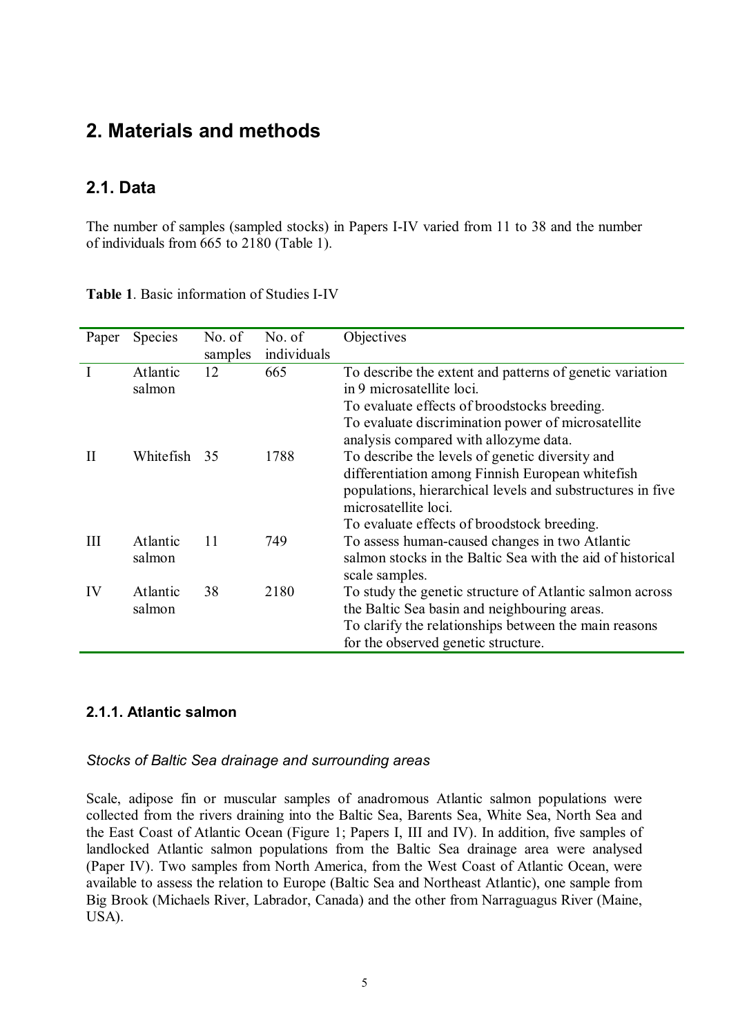# 2. Materials and methods

## 2.1. Data

The number of samples (sampled stocks) in Papers I-IV varied from 11 to 38 and the number of individuals from 665 to 2180 (Table 1).

**Table 1**. Basic information of Studies I-IV

| Paper | Species | No. of samples | No. of individuals | Objectives |
|---|---|---|---|---|
| I | Atlantic salmon | 12 | 665 | To describe the extent and patterns of genetic variation in 9 microsatellite loci.<br>To evaluate effects of broodstocks breeding.<br>To evaluate discrimination power of microsatellite analysis compared with allozyme data. |
| II | Whitefish | 35 | 1788 | To describe the levels of genetic diversity and differentiation among Finnish European whitefish populations, hierarchical levels and substructures in five microsatellite loci.<br>To evaluate effects of broodstock breeding. |
| III | Atlantic salmon | 11 | 749 | To assess human-caused changes in two Atlantic salmon stocks in the Baltic Sea with the aid of historical scale samples. |
| IV | Atlantic salmon | 38 | 2180 | To study the genetic structure of Atlantic salmon across the Baltic Sea basin and neighbouring areas.<br>To clarify the relationships between the main reasons for the observed genetic structure. |

### 2.1.1. Atlantic salmon

*Stocks of Baltic Sea drainage and surrounding areas*

Scale, adipose fin or muscular samples of anadromous Atlantic salmon populations were collected from the rivers draining into the Baltic Sea, Barents Sea, White Sea, North Sea and the East Coast of Atlantic Ocean (Figure 1; Papers I, III and IV). In addition, five samples of landlocked Atlantic salmon populations from the Baltic Sea drainage area were analysed (Paper IV). Two samples from North America, from the West Coast of Atlantic Ocean, were available to assess the relation to Europe (Baltic Sea and Northeast Atlantic), one sample from Big Brook (Michaels River, Labrador, Canada) and the other from Narraguagus River (Maine, USA).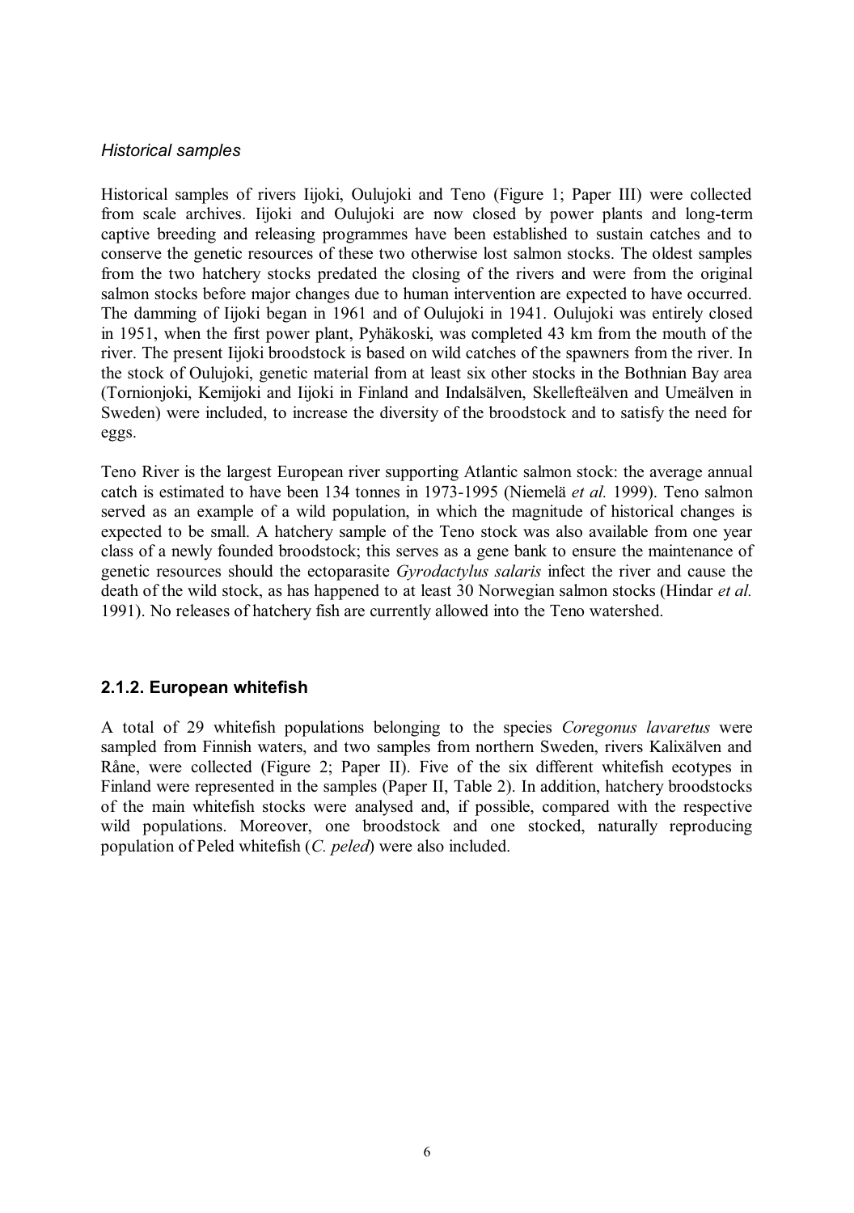*Historical samples*

Historical samples of rivers Iijoki, Oulujoki and Teno (Figure 1; Paper III) were collected from scale archives. Iijoki and Oulujoki are now closed by power plants and long-term captive breeding and releasing programmes have been established to sustain catches and to conserve the genetic resources of these two otherwise lost salmon stocks. The oldest samples from the two hatchery stocks predated the closing of the rivers and were from the original salmon stocks before major changes due to human intervention are expected to have occurred. The damming of Iijoki began in 1961 and of Oulujoki in 1941. Oulujoki was entirely closed in 1951, when the first power plant, Pyhäkoski, was completed 43 km from the mouth of the river. The present Iijoki broodstock is based on wild catches of the spawners from the river. In the stock of Oulujoki, genetic material from at least six other stocks in the Bothnian Bay area (Tornionjoki, Kemijoki and Iijoki in Finland and Indalsälven, Skellefteälven and Umeälven in Sweden) were included, to increase the diversity of the broodstock and to satisfy the need for eggs.

Teno River is the largest European river supporting Atlantic salmon stock: the average annual catch is estimated to have been 134 tonnes in 1973-1995 (Niemelä *et al.* 1999). Teno salmon served as an example of a wild population, in which the magnitude of historical changes is expected to be small. A hatchery sample of the Teno stock was also available from one year class of a newly founded broodstock; this serves as a gene bank to ensure the maintenance of genetic resources should the ectoparasite *Gyrodactylus salaris* infect the river and cause the death of the wild stock, as has happened to at least 30 Norwegian salmon stocks (Hindar *et al.* 1991). No releases of hatchery fish are currently allowed into the Teno watershed.

### 2.1.2. European whitefish

A total of 29 whitefish populations belonging to the species *Coregonus lavaretus* were sampled from Finnish waters, and two samples from northern Sweden, rivers Kalixälven and Råne, were collected (Figure 2; Paper II). Five of the six different whitefish ecotypes in Finland were represented in the samples (Paper II, Table 2). In addition, hatchery broodstocks of the main whitefish stocks were analysed and, if possible, compared with the respective wild populations. Moreover, one broodstock and one stocked, naturally reproducing population of Peled whitefish (*C. peled*) were also included.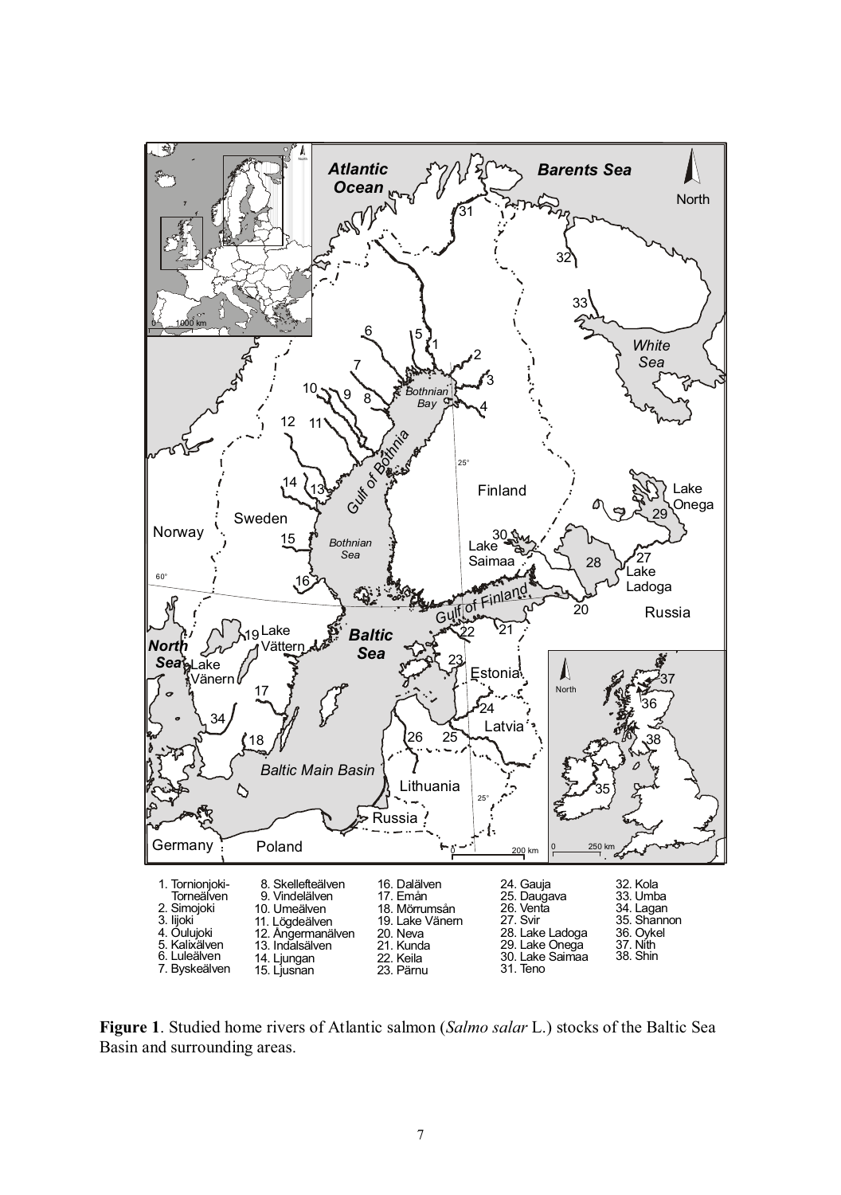1. Tornionjoki-Torneälven
2. Simojoki
3. Iijoki
4. Oulujoki
5. Kalixälven
6. Luleälven
7. Byskeälven
8. Skellefteälven
9. Vindelälven
10. Umeälven
11. Lögdeälven
12. Ångermanälven
13. Indalsälven
14. Ljungan
15. Ljusnan
16. Dalälven
17. Emån
18. Mörrumsån
19. Lake Vänern
20. Neva
21. Kunda
22. Keila
23. Pärnu
24. Gauja
25. Daugava
26. Venta
27. Svir
28. Lake Ladoga
29. Lake Onega
30. Lake Saimaa
31. Teno
32. Kola
33. Umba
34. Lagan
35. Shannon
36. Oykel
37. Nith
38. Shin

**Figure 1**. Studied home rivers of Atlantic salmon (*Salmo salar* L.) stocks of the Baltic Sea Basin and surrounding areas.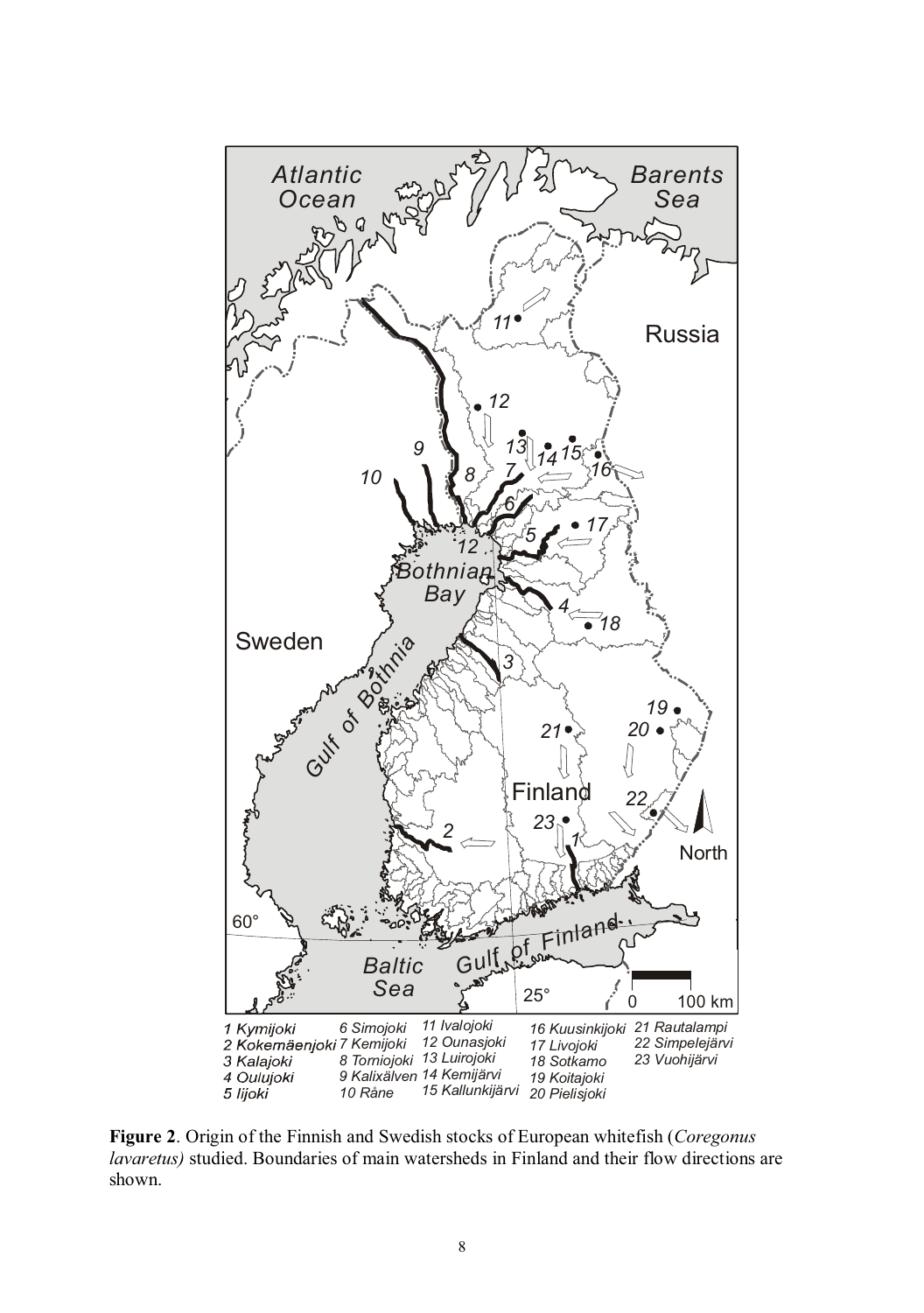1 Kymijoki
2 Kokemäenjoki
3 Kalajoki
4 Oulujoki
5 Iijoki
6 Simojoki
7 Kemijoki
8 Torniojoki
9 Kalixälven
10 Råne
11 Ivalojoki
12 Ounasjoki
13 Luirojoki
14 Kemijärvi
15 Kallunkijärvi
16 Kuusinkijoki
17 Livojoki
18 Sotkamo
19 Koitajoki
20 Pielisjoki
21 Rautalampi
22 Simpelejärvi
23 Vuohijärvi

**Figure 2**. Origin of the Finnish and Swedish stocks of European whitefish (*Coregonus lavaretus)* studied. Boundaries of main watersheds in Finland and their flow directions are shown.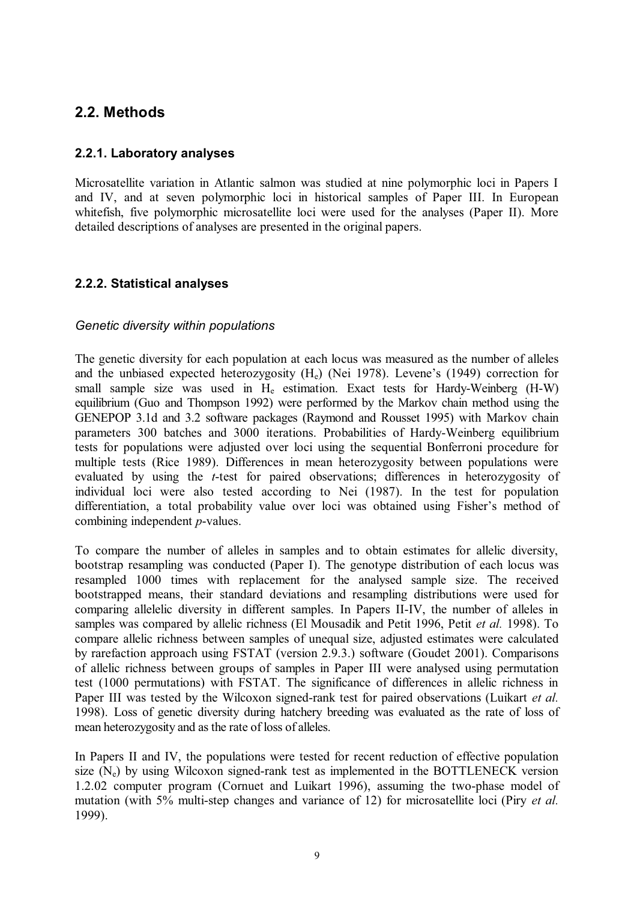## 2.2. Methods

### 2.2.1. Laboratory analyses

Microsatellite variation in Atlantic salmon was studied at nine polymorphic loci in Papers I and IV, and at seven polymorphic loci in historical samples of Paper III. In European whitefish, five polymorphic microsatellite loci were used for the analyses (Paper II). More detailed descriptions of analyses are presented in the original papers.

### 2.2.2. Statistical analyses

*Genetic diversity within populations*

The genetic diversity for each population at each locus was measured as the number of alleles and the unbiased expected heterozygosity ($H_e$) (Nei 1978). Levene's (1949) correction for small sample size was used in $H_e$ estimation. Exact tests for Hardy-Weinberg (H-W) equilibrium (Guo and Thompson 1992) were performed by the Markov chain method using the GENEPOP 3.1d and 3.2 software packages (Raymond and Rousset 1995) with Markov chain parameters 300 batches and 3000 iterations. Probabilities of Hardy-Weinberg equilibrium tests for populations were adjusted over loci using the sequential Bonferroni procedure for multiple tests (Rice 1989). Differences in mean heterozygosity between populations were evaluated by using the *t*-test for paired observations; differences in heterozygosity of individual loci were also tested according to Nei (1987). In the test for population differentiation, a total probability value over loci was obtained using Fisher's method of combining independent *p*-values.

To compare the number of alleles in samples and to obtain estimates for allelic diversity, bootstrap resampling was conducted (Paper I). The genotype distribution of each locus was resampled 1000 times with replacement for the analysed sample size. The received bootstrapped means, their standard deviations and resampling distributions were used for comparing allelelic diversity in different samples. In Papers II-IV, the number of alleles in samples was compared by allelic richness (El Mousadik and Petit 1996, Petit *et al.* 1998). To compare allelic richness between samples of unequal size, adjusted estimates were calculated by rarefaction approach using FSTAT (version 2.9.3.) software (Goudet 2001). Comparisons of allelic richness between groups of samples in Paper III were analysed using permutation test (1000 permutations) with FSTAT. The significance of differences in allelic richness in Paper III was tested by the Wilcoxon signed-rank test for paired observations (Luikart *et al.* 1998). Loss of genetic diversity during hatchery breeding was evaluated as the rate of loss of mean heterozygosity and as the rate of loss of alleles.

In Papers II and IV, the populations were tested for recent reduction of effective population size ($N_e$) by using Wilcoxon signed-rank test as implemented in the BOTTLENECK version 1.2.02 computer program (Cornuet and Luikart 1996), assuming the two-phase model of mutation (with 5% multi-step changes and variance of 12) for microsatellite loci (Piry *et al.* 1999).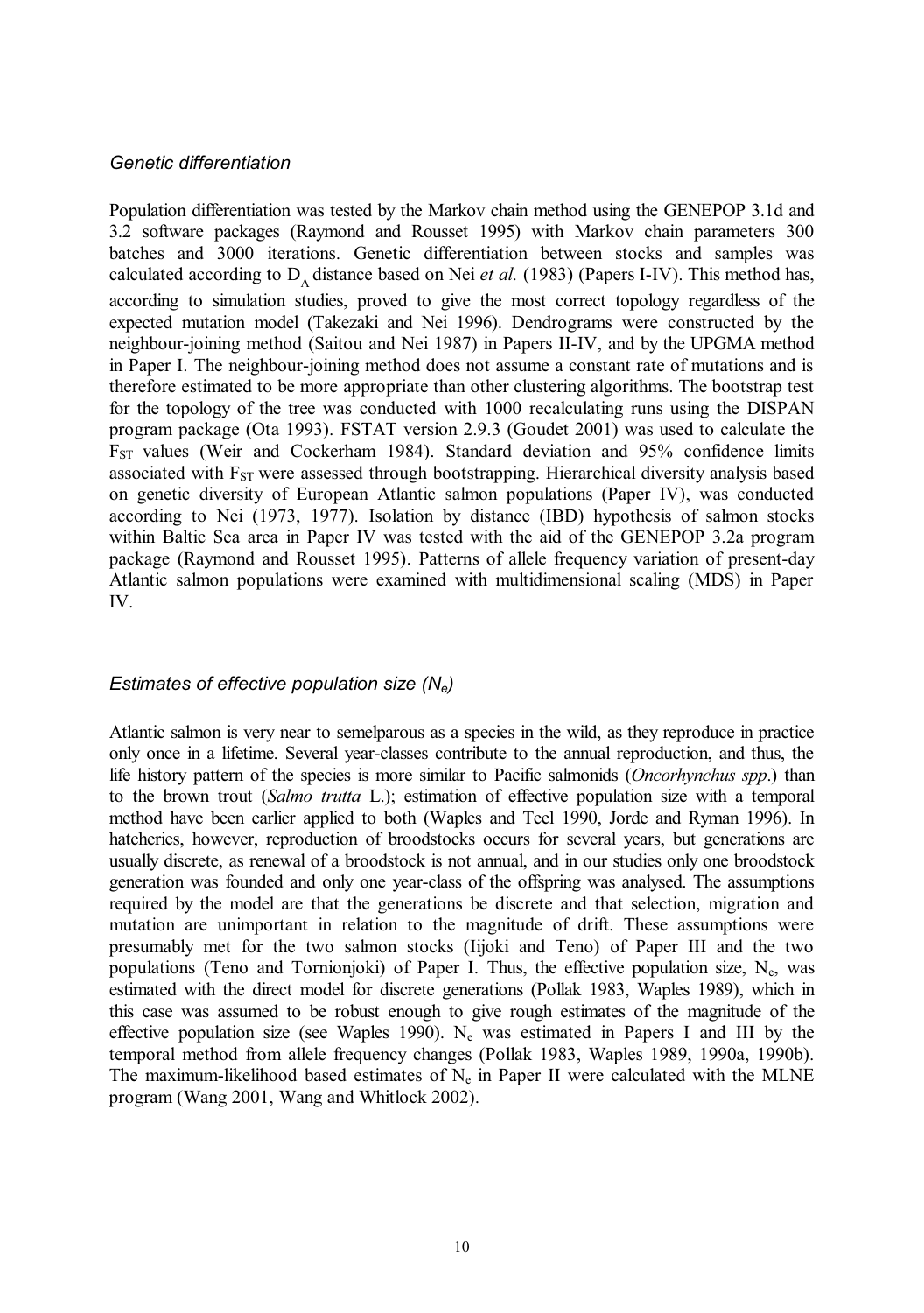### *Genetic differentiation*

Population differentiation was tested by the Markov chain method using the GENEPOP 3.1d and 3.2 software packages (Raymond and Rousset 1995) with Markov chain parameters 300 batches and 3000 iterations. Genetic differentiation between stocks and samples was calculated according to $D_A$ distance based on Nei *et al.* (1983) (Papers I-IV). This method has, according to simulation studies, proved to give the most correct topology regardless of the expected mutation model (Takezaki and Nei 1996). Dendrograms were constructed by the neighbour-joining method (Saitou and Nei 1987) in Papers II-IV, and by the UPGMA method in Paper I. The neighbour-joining method does not assume a constant rate of mutations and is therefore estimated to be more appropriate than other clustering algorithms. The bootstrap test for the topology of the tree was conducted with 1000 recalculating runs using the DISPAN program package (Ota 1993). FSTAT version 2.9.3 (Goudet 2001) was used to calculate the $F_{ST}$ values (Weir and Cockerham 1984). Standard deviation and 95% confidence limits associated with $F_{ST}$ were assessed through bootstrapping. Hierarchical diversity analysis based on genetic diversity of European Atlantic salmon populations (Paper IV), was conducted according to Nei (1973, 1977). Isolation by distance (IBD) hypothesis of salmon stocks within Baltic Sea area in Paper IV was tested with the aid of the GENEPOP 3.2a program package (Raymond and Rousset 1995). Patterns of allele frequency variation of present-day Atlantic salmon populations were examined with multidimensional scaling (MDS) in Paper IV.

### *Estimates of effective population size ($N_e$)*

Atlantic salmon is very near to semelparous as a species in the wild, as they reproduce in practice only once in a lifetime. Several year-classes contribute to the annual reproduction, and thus, the life history pattern of the species is more similar to Pacific salmonids (*Oncorhynchus spp*.) than to the brown trout (*Salmo trutta* L.); estimation of effective population size with a temporal method have been earlier applied to both (Waples and Teel 1990, Jorde and Ryman 1996). In hatcheries, however, reproduction of broodstocks occurs for several years, but generations are usually discrete, as renewal of a broodstock is not annual, and in our studies only one broodstock generation was founded and only one year-class of the offspring was analysed. The assumptions required by the model are that the generations be discrete and that selection, migration and mutation are unimportant in relation to the magnitude of drift. These assumptions were presumably met for the two salmon stocks (Iijoki and Teno) of Paper III and the two populations (Teno and Tornionjoki) of Paper I. Thus, the effective population size, $N_e$, was estimated with the direct model for discrete generations (Pollak 1983, Waples 1989), which in this case was assumed to be robust enough to give rough estimates of the magnitude of the effective population size (see Waples 1990). $N_e$ was estimated in Papers I and III by the temporal method from allele frequency changes (Pollak 1983, Waples 1989, 1990a, 1990b). The maximum-likelihood based estimates of $N_e$ in Paper II were calculated with the MLNE program (Wang 2001, Wang and Whitlock 2002).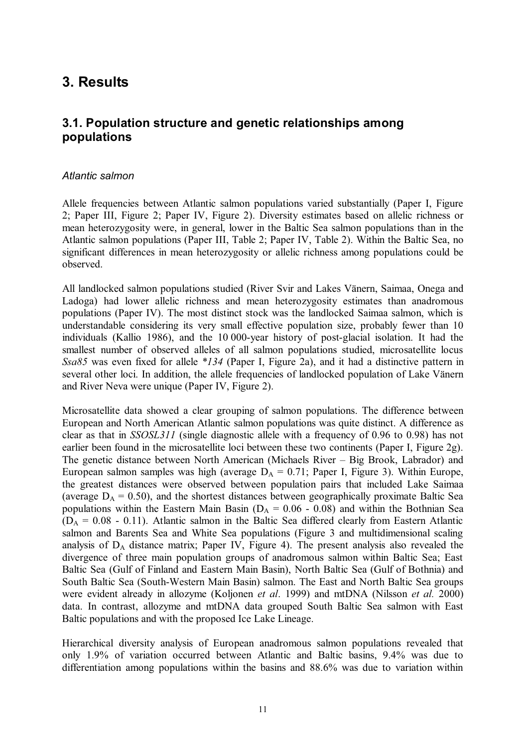# 3. Results

## 3.1. Population structure and genetic relationships among populations

### *Atlantic salmon*

Allele frequencies between Atlantic salmon populations varied substantially (Paper I, Figure 2; Paper III, Figure 2; Paper IV, Figure 2). Diversity estimates based on allelic richness or mean heterozygosity were, in general, lower in the Baltic Sea salmon populations than in the Atlantic salmon populations (Paper III, Table 2; Paper IV, Table 2). Within the Baltic Sea, no significant differences in mean heterozygosity or allelic richness among populations could be observed.

All landlocked salmon populations studied (River Svir and Lakes Vänern, Saimaa, Onega and Ladoga) had lower allelic richness and mean heterozygosity estimates than anadromous populations (Paper IV). The most distinct stock was the landlocked Saimaa salmon, which is understandable considering its very small effective population size, probably fewer than 10 individuals (Kallio 1986), and the 10 000-year history of post-glacial isolation. It had the smallest number of observed alleles of all salmon populations studied, microsatellite locus *Ssa85* was even fixed for allele *\*134* (Paper I, Figure 2a), and it had a distinctive pattern in several other loci. In addition, the allele frequencies of landlocked population of Lake Vänern and River Neva were unique (Paper IV, Figure 2).

Microsatellite data showed a clear grouping of salmon populations. The difference between European and North American Atlantic salmon populations was quite distinct. A difference as clear as that in *SSOSL311* (single diagnostic allele with a frequency of 0.96 to 0.98) has not earlier been found in the microsatellite loci between these two continents (Paper I, Figure 2g). The genetic distance between North American (Michaels River – Big Brook, Labrador) and European salmon samples was high (average $D_A = 0.71$; Paper I, Figure 3). Within Europe, the greatest distances were observed between population pairs that included Lake Saimaa (average $D_A = 0.50$), and the shortest distances between geographically proximate Baltic Sea populations within the Eastern Main Basin ($D_A = 0.06 - 0.08$) and within the Bothnian Sea ($D_A = 0.08 - 0.11$). Atlantic salmon in the Baltic Sea differed clearly from Eastern Atlantic salmon and Barents Sea and White Sea populations (Figure 3 and multidimensional scaling analysis of $D_A$ distance matrix; Paper IV, Figure 4). The present analysis also revealed the divergence of three main population groups of anadromous salmon within Baltic Sea; East Baltic Sea (Gulf of Finland and Eastern Main Basin), North Baltic Sea (Gulf of Bothnia) and South Baltic Sea (South-Western Main Basin) salmon. The East and North Baltic Sea groups were evident already in allozyme (Koljonen *et al*. 1999) and mtDNA (Nilsson *et al.* 2000) data. In contrast, allozyme and mtDNA data grouped South Baltic Sea salmon with East Baltic populations and with the proposed Ice Lake Lineage.

Hierarchical diversity analysis of European anadromous salmon populations revealed that only 1.9% of variation occurred between Atlantic and Baltic basins, 9.4% was due to differentiation among populations within the basins and 88.6% was due to variation within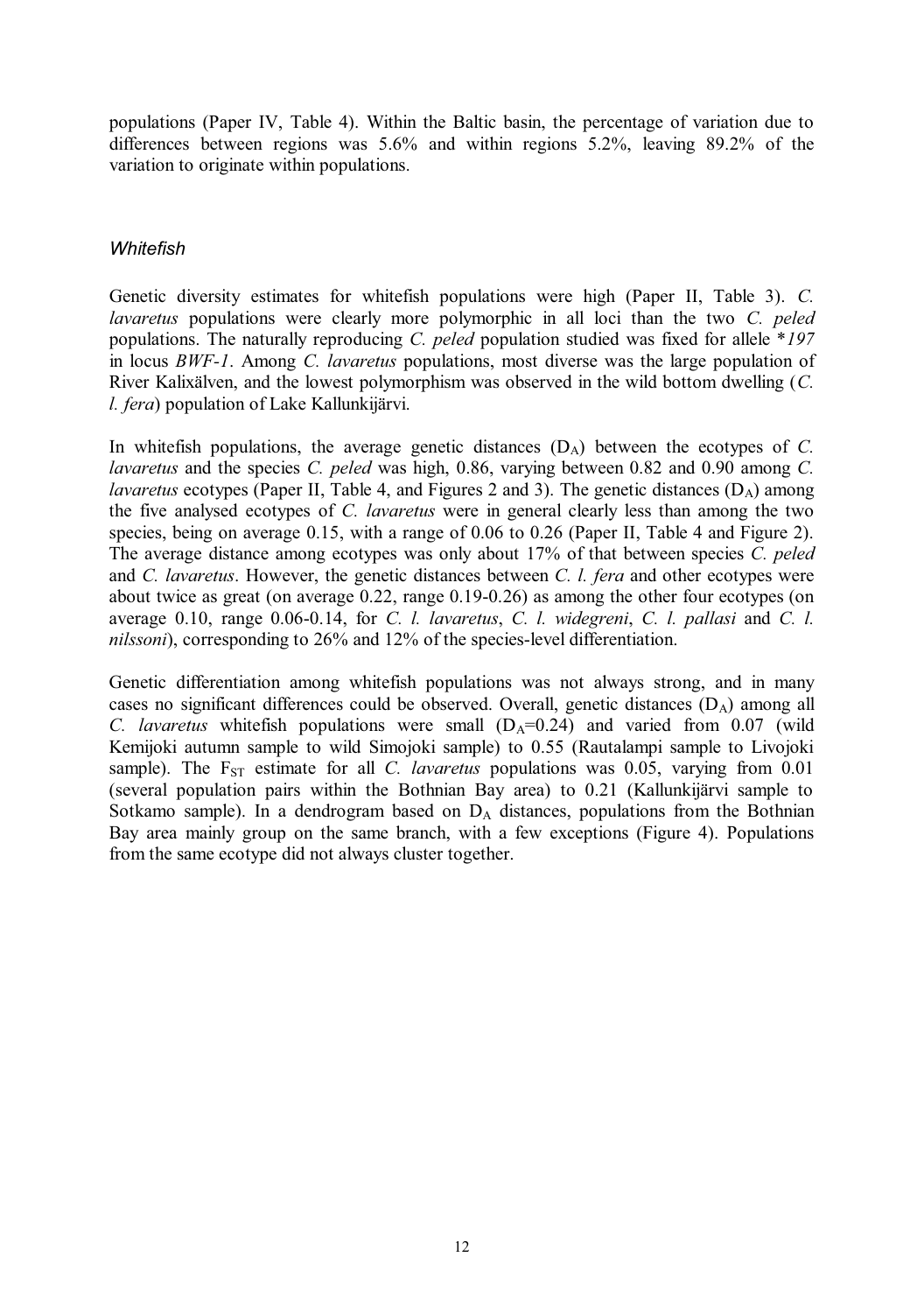populations (Paper IV, Table 4). Within the Baltic basin, the percentage of variation due to differences between regions was 5.6% and within regions 5.2%, leaving 89.2% of the variation to originate within populations.

### *Whitefish*

Genetic diversity estimates for whitefish populations were high (Paper II, Table 3). *C. lavaretus* populations were clearly more polymorphic in all loci than the two *C. peled* populations. The naturally reproducing *C. peled* population studied was fixed for allele *\*197* in locus *BWF-1*. Among *C. lavaretus* populations, most diverse was the large population of River Kalixälven, and the lowest polymorphism was observed in the wild bottom dwelling (*C. l. fera*) population of Lake Kallunkijärvi.

In whitefish populations, the average genetic distances ($D_A$) between the ecotypes of *C. lavaretus* and the species *C. peled* was high, 0.86, varying between 0.82 and 0.90 among *C. lavaretus* ecotypes (Paper II, Table 4, and Figures 2 and 3). The genetic distances ($D_A$) among the five analysed ecotypes of *C. lavaretus* were in general clearly less than among the two species, being on average 0.15, with a range of 0.06 to 0.26 (Paper II, Table 4 and Figure 2). The average distance among ecotypes was only about 17% of that between species *C. peled* and *C. lavaretus*. However, the genetic distances between *C. l. fera* and other ecotypes were about twice as great (on average 0.22, range 0.19-0.26) as among the other four ecotypes (on average 0.10, range 0.06-0.14, for *C. l. lavaretus*, *C. l. widegreni*, *C. l. pallasi* and *C. l. nilssoni*), corresponding to 26% and 12% of the species-level differentiation.

Genetic differentiation among whitefish populations was not always strong, and in many cases no significant differences could be observed. Overall, genetic distances ($D_A$) among all *C. lavaretus* whitefish populations were small ($D_A$=0.24) and varied from 0.07 (wild Kemijoki autumn sample to wild Simojoki sample) to 0.55 (Rautalampi sample to Livojoki sample). The $F_{ST}$ estimate for all *C. lavaretus* populations was 0.05, varying from 0.01 (several population pairs within the Bothnian Bay area) to 0.21 (Kallunkijärvi sample to Sotkamo sample). In a dendrogram based on $D_A$ distances, populations from the Bothnian Bay area mainly group on the same branch, with a few exceptions (Figure 4). Populations from the same ecotype did not always cluster together.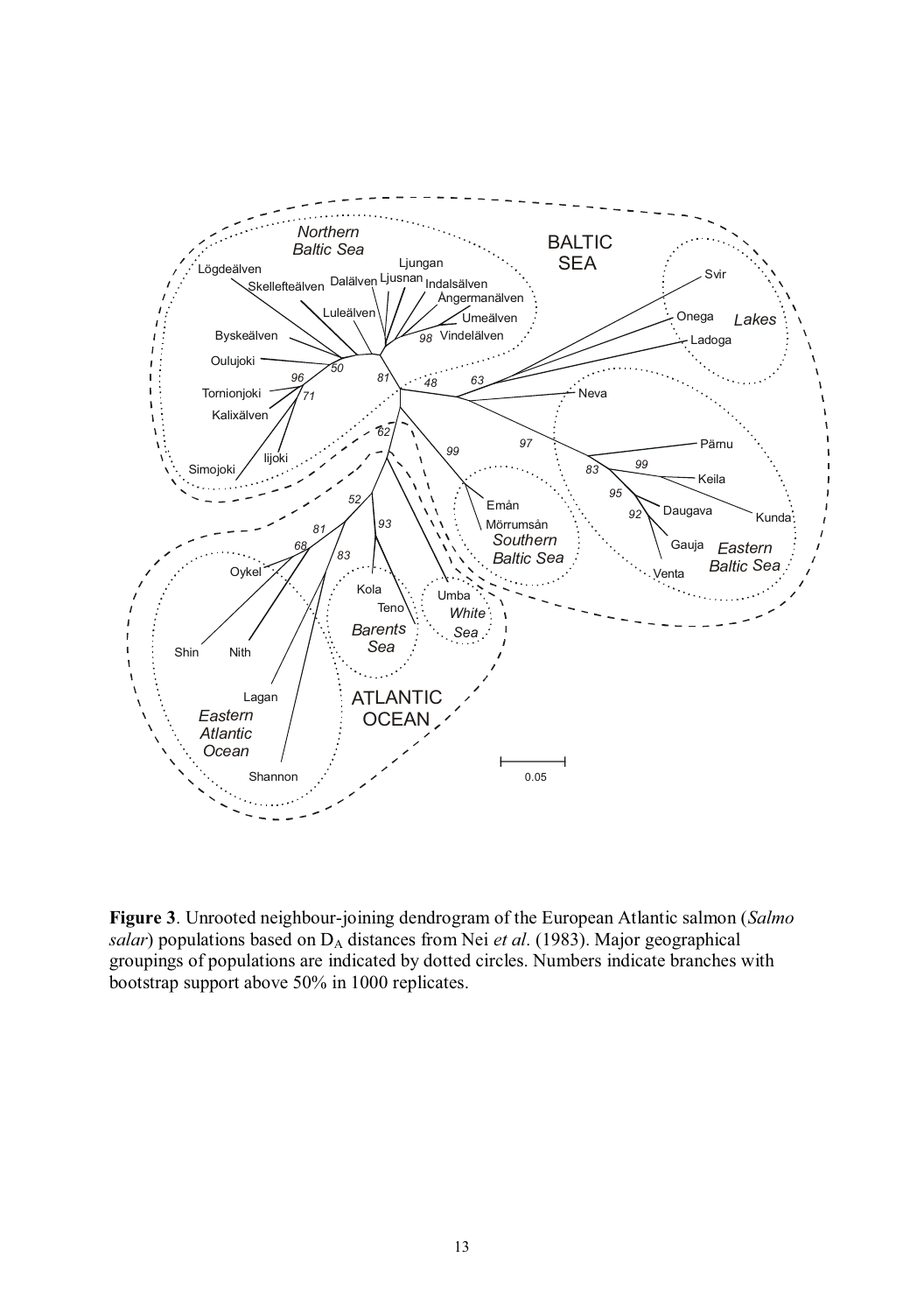**Figure 3**. Unrooted neighbour-joining dendrogram of the European Atlantic salmon (*Salmo salar*) populations based on $D_A$ distances from Nei *et al*. (1983). Major geographical groupings of populations are indicated by dotted circles. Numbers indicate branches with bootstrap support above 50% in 1000 replicates.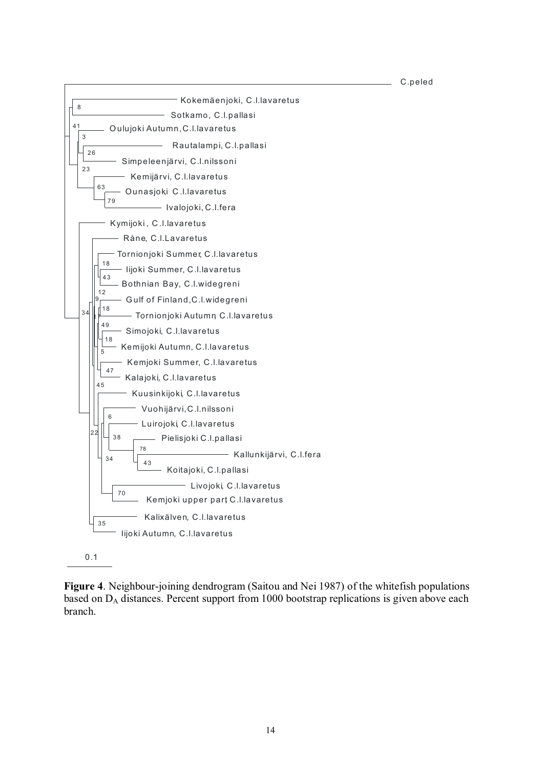**Figure 4**. Neighbour-joining dendrogram (Saitou and Nei 1987) of the whitefish populations based on $D_A$ distances. Percent support from 1000 bootstrap replications is given above each branch.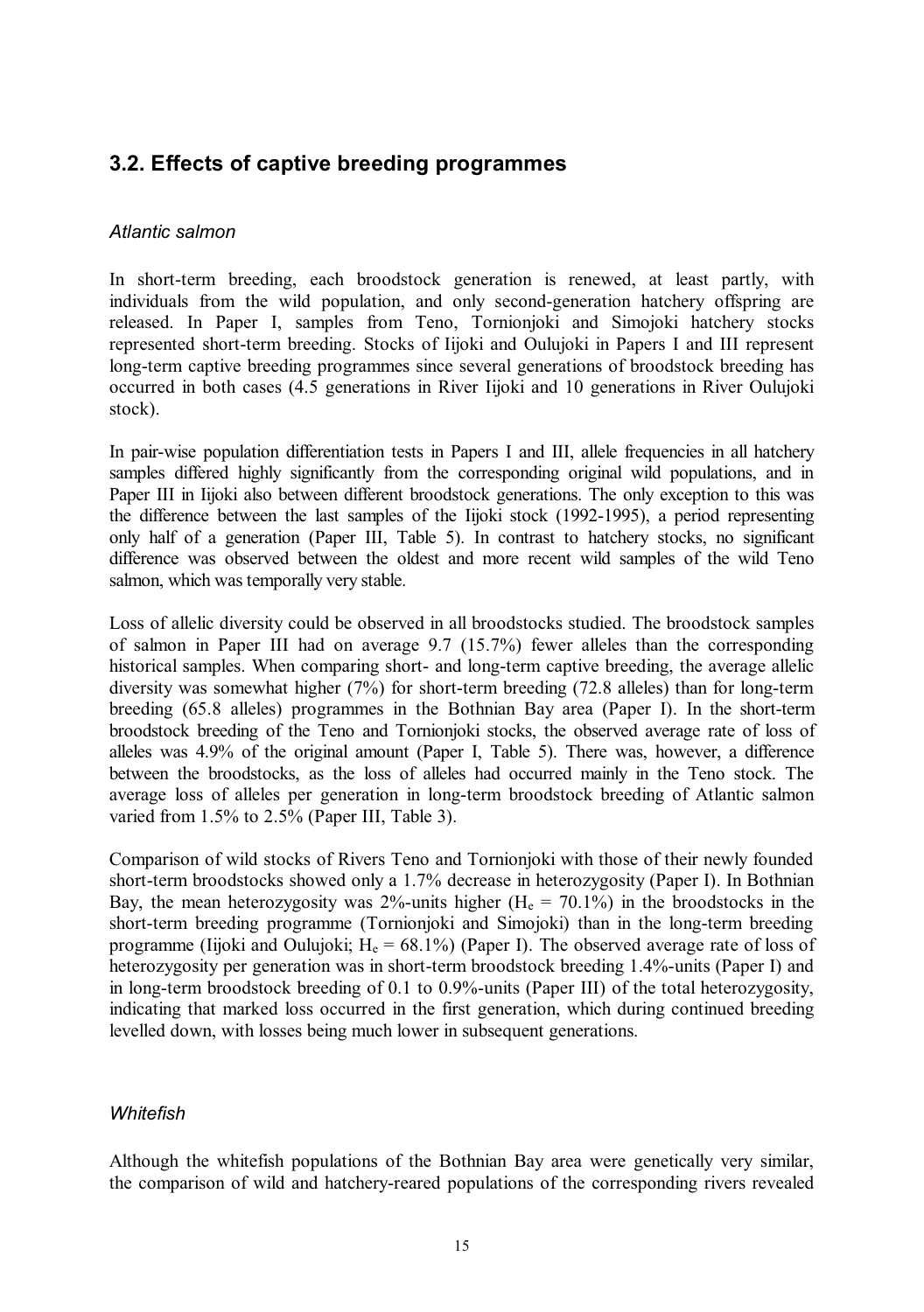## 3.2. Effects of captive breeding programmes

### *Atlantic salmon*

In short-term breeding, each broodstock generation is renewed, at least partly, with individuals from the wild population, and only second-generation hatchery offspring are released. In Paper I, samples from Teno, Tornionjoki and Simojoki hatchery stocks represented short-term breeding. Stocks of Iijoki and Oulujoki in Papers I and III represent long-term captive breeding programmes since several generations of broodstock breeding has occurred in both cases (4.5 generations in River Iijoki and 10 generations in River Oulujoki stock).

In pair-wise population differentiation tests in Papers I and III, allele frequencies in all hatchery samples differed highly significantly from the corresponding original wild populations, and in Paper III in Iijoki also between different broodstock generations. The only exception to this was the difference between the last samples of the Iijoki stock (1992-1995), a period representing only half of a generation (Paper III, Table 5). In contrast to hatchery stocks, no significant difference was observed between the oldest and more recent wild samples of the wild Teno salmon, which was temporally very stable.

Loss of allelic diversity could be observed in all broodstocks studied. The broodstock samples of salmon in Paper III had on average 9.7 (15.7%) fewer alleles than the corresponding historical samples. When comparing short- and long-term captive breeding, the average allelic diversity was somewhat higher (7%) for short-term breeding (72.8 alleles) than for long-term breeding (65.8 alleles) programmes in the Bothnian Bay area (Paper I). In the short-term broodstock breeding of the Teno and Tornionjoki stocks, the observed average rate of loss of alleles was 4.9% of the original amount (Paper I, Table 5). There was, however, a difference between the broodstocks, as the loss of alleles had occurred mainly in the Teno stock. The average loss of alleles per generation in long-term broodstock breeding of Atlantic salmon varied from 1.5% to 2.5% (Paper III, Table 3).

Comparison of wild stocks of Rivers Teno and Tornionjoki with those of their newly founded short-term broodstocks showed only a 1.7% decrease in heterozygosity (Paper I). In Bothnian Bay, the mean heterozygosity was 2%-units higher ($H_e$ = 70.1%) in the broodstocks in the short-term breeding programme (Tornionjoki and Simojoki) than in the long-term breeding programme (Iijoki and Oulujoki; $H_e$ = 68.1%) (Paper I). The observed average rate of loss of heterozygosity per generation was in short-term broodstock breeding 1.4%-units (Paper I) and in long-term broodstock breeding of 0.1 to 0.9%-units (Paper III) of the total heterozygosity, indicating that marked loss occurred in the first generation, which during continued breeding levelled down, with losses being much lower in subsequent generations.

### *Whitefish*

Although the whitefish populations of the Bothnian Bay area were genetically very similar, the comparison of wild and hatchery-reared populations of the corresponding rivers revealed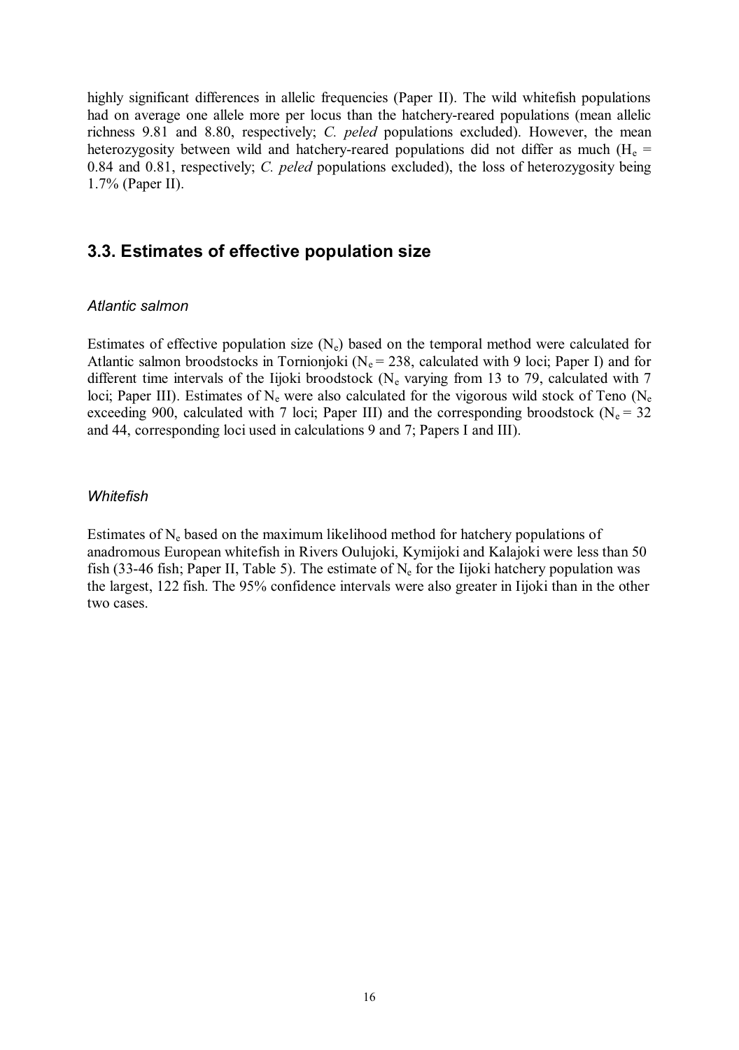highly significant differences in allelic frequencies (Paper II). The wild whitefish populations had on average one allele more per locus than the hatchery-reared populations (mean allelic richness 9.81 and 8.80, respectively; *C. peled* populations excluded). However, the mean heterozygosity between wild and hatchery-reared populations did not differ as much ($H_e$ = 0.84 and 0.81, respectively; *C. peled* populations excluded), the loss of heterozygosity being 1.7% (Paper II).

## 3.3. Estimates of effective population size

### *Atlantic salmon*

Estimates of effective population size ($N_e$) based on the temporal method were calculated for Atlantic salmon broodstocks in Tornionjoki ($N_e$ = 238, calculated with 9 loci; Paper I) and for different time intervals of the Iijoki broodstock ($N_e$ varying from 13 to 79, calculated with 7 loci; Paper III). Estimates of $N_e$ were also calculated for the vigorous wild stock of Teno ($N_e$ exceeding 900, calculated with 7 loci; Paper III) and the corresponding broodstock ($N_e$ = 32 and 44, corresponding loci used in calculations 9 and 7; Papers I and III).

### *Whitefish*

Estimates of $N_e$ based on the maximum likelihood method for hatchery populations of anadromous European whitefish in Rivers Oulujoki, Kymijoki and Kalajoki were less than 50 fish (33-46 fish; Paper II, Table 5). The estimate of $N_e$ for the Iijoki hatchery population was the largest, 122 fish. The 95% confidence intervals were also greater in Iijoki than in the other two cases.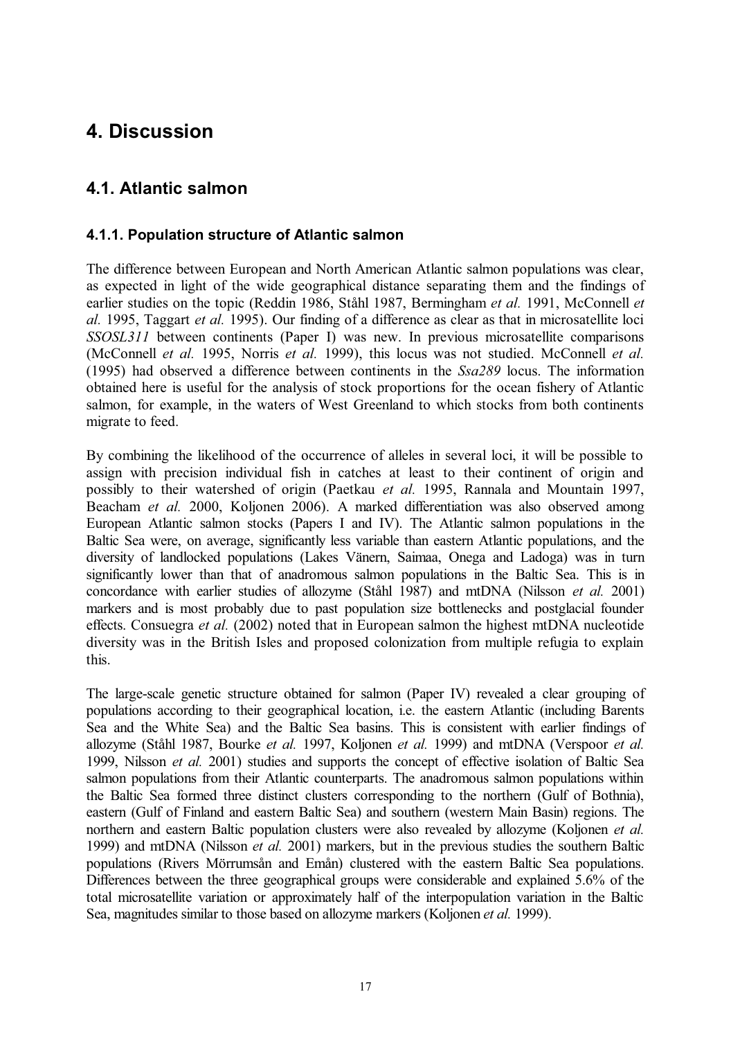# 4. Discussion

## 4.1. Atlantic salmon

### 4.1.1. Population structure of Atlantic salmon

The difference between European and North American Atlantic salmon populations was clear, as expected in light of the wide geographical distance separating them and the findings of earlier studies on the topic (Reddin 1986, Ståhl 1987, Bermingham *et al.* 1991, McConnell *et al.* 1995, Taggart *et al.* 1995). Our finding of a difference as clear as that in microsatellite loci *SSOSL311* between continents (Paper I) was new. In previous microsatellite comparisons (McConnell *et al.* 1995, Norris *et al.* 1999), this locus was not studied. McConnell *et al.* (1995) had observed a difference between continents in the *Ssa289* locus. The information obtained here is useful for the analysis of stock proportions for the ocean fishery of Atlantic salmon, for example, in the waters of West Greenland to which stocks from both continents migrate to feed.

By combining the likelihood of the occurrence of alleles in several loci, it will be possible to assign with precision individual fish in catches at least to their continent of origin and possibly to their watershed of origin (Paetkau *et al.* 1995, Rannala and Mountain 1997, Beacham *et al.* 2000, Koljonen 2006). A marked differentiation was also observed among European Atlantic salmon stocks (Papers I and IV). The Atlantic salmon populations in the Baltic Sea were, on average, significantly less variable than eastern Atlantic populations, and the diversity of landlocked populations (Lakes Vänern, Saimaa, Onega and Ladoga) was in turn significantly lower than that of anadromous salmon populations in the Baltic Sea. This is in concordance with earlier studies of allozyme (Ståhl 1987) and mtDNA (Nilsson *et al.* 2001) markers and is most probably due to past population size bottlenecks and postglacial founder effects. Consuegra *et al.* (2002) noted that in European salmon the highest mtDNA nucleotide diversity was in the British Isles and proposed colonization from multiple refugia to explain this.

The large-scale genetic structure obtained for salmon (Paper IV) revealed a clear grouping of populations according to their geographical location, i.e. the eastern Atlantic (including Barents Sea and the White Sea) and the Baltic Sea basins. This is consistent with earlier findings of allozyme (Ståhl 1987, Bourke *et al.* 1997, Koljonen *et al.* 1999) and mtDNA (Verspoor *et al.* 1999, Nilsson *et al.* 2001) studies and supports the concept of effective isolation of Baltic Sea salmon populations from their Atlantic counterparts. The anadromous salmon populations within the Baltic Sea formed three distinct clusters corresponding to the northern (Gulf of Bothnia), eastern (Gulf of Finland and eastern Baltic Sea) and southern (western Main Basin) regions. The northern and eastern Baltic population clusters were also revealed by allozyme (Koljonen *et al.* 1999) and mtDNA (Nilsson *et al.* 2001) markers, but in the previous studies the southern Baltic populations (Rivers Mörrumsån and Emån) clustered with the eastern Baltic Sea populations. Differences between the three geographical groups were considerable and explained 5.6% of the total microsatellite variation or approximately half of the interpopulation variation in the Baltic Sea, magnitudes similar to those based on allozyme markers (Koljonen *et al.* 1999).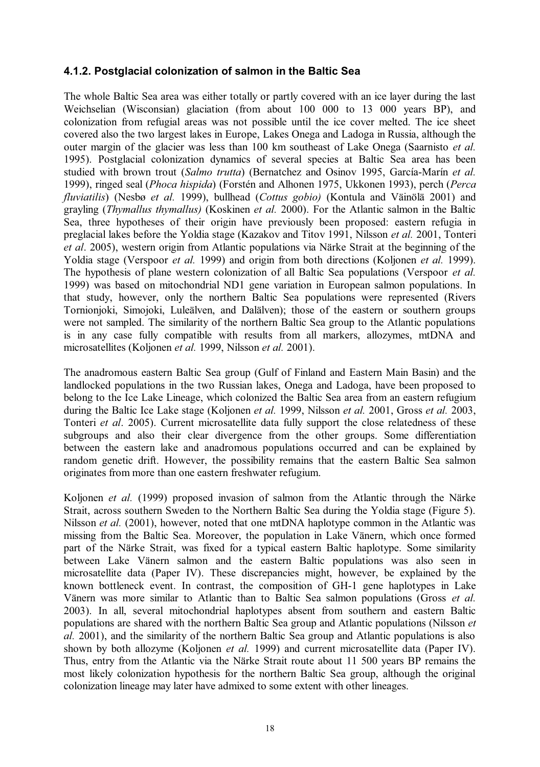### 4.1.2. Postglacial colonization of salmon in the Baltic Sea

The whole Baltic Sea area was either totally or partly covered with an ice layer during the last Weichselian (Wisconsian) glaciation (from about 100 000 to 13 000 years BP), and colonization from refugial areas was not possible until the ice cover melted. The ice sheet covered also the two largest lakes in Europe, Lakes Onega and Ladoga in Russia, although the outer margin of the glacier was less than 100 km southeast of Lake Onega (Saarnisto *et al.* 1995). Postglacial colonization dynamics of several species at Baltic Sea area has been studied with brown trout (*Salmo trutta*) (Bernatchez and Osinov 1995, García-Marín *et al.* 1999), ringed seal (*Phoca hispida*) (Forstén and Alhonen 1975, Ukkonen 1993), perch (*Perca fluviatilis*) (Nesbø *et al.* 1999), bullhead (*Cottus gobio)* (Kontula and Väinölä 2001) and grayling (*Thymallus thymallus)* (Koskinen *et al.* 2000). For the Atlantic salmon in the Baltic Sea, three hypotheses of their origin have previously been proposed: eastern refugia in preglacial lakes before the Yoldia stage (Kazakov and Titov 1991, Nilsson *et al.* 2001, Tonteri *et al*. 2005), western origin from Atlantic populations via Närke Strait at the beginning of the Yoldia stage (Verspoor *et al.* 1999) and origin from both directions (Koljonen *et al.* 1999). The hypothesis of plane western colonization of all Baltic Sea populations (Verspoor *et al.* 1999) was based on mitochondrial ND1 gene variation in European salmon populations. In that study, however, only the northern Baltic Sea populations were represented (Rivers Tornionjoki, Simojoki, Luleälven, and Dalälven); those of the eastern or southern groups were not sampled. The similarity of the northern Baltic Sea group to the Atlantic populations is in any case fully compatible with results from all markers, allozymes, mtDNA and microsatellites (Koljonen *et al.* 1999, Nilsson *et al.* 2001).

The anadromous eastern Baltic Sea group (Gulf of Finland and Eastern Main Basin) and the landlocked populations in the two Russian lakes, Onega and Ladoga, have been proposed to belong to the Ice Lake Lineage, which colonized the Baltic Sea area from an eastern refugium during the Baltic Ice Lake stage (Koljonen *et al.* 1999, Nilsson *et al.* 2001, Gross *et al.* 2003, Tonteri *et al*. 2005). Current microsatellite data fully support the close relatedness of these subgroups and also their clear divergence from the other groups. Some differentiation between the eastern lake and anadromous populations occurred and can be explained by random genetic drift. However, the possibility remains that the eastern Baltic Sea salmon originates from more than one eastern freshwater refugium.

Koljonen *et al.* (1999) proposed invasion of salmon from the Atlantic through the Närke Strait, across southern Sweden to the Northern Baltic Sea during the Yoldia stage (Figure 5). Nilsson *et al.* (2001), however, noted that one mtDNA haplotype common in the Atlantic was missing from the Baltic Sea. Moreover, the population in Lake Vänern, which once formed part of the Närke Strait, was fixed for a typical eastern Baltic haplotype. Some similarity between Lake Vänern salmon and the eastern Baltic populations was also seen in microsatellite data (Paper IV). These discrepancies might, however, be explained by the known bottleneck event. In contrast, the composition of GH-1 gene haplotypes in Lake Vänern was more similar to Atlantic than to Baltic Sea salmon populations (Gross *et al.* 2003). In all, several mitochondrial haplotypes absent from southern and eastern Baltic populations are shared with the northern Baltic Sea group and Atlantic populations (Nilsson *et al.* 2001), and the similarity of the northern Baltic Sea group and Atlantic populations is also shown by both allozyme (Koljonen *et al.* 1999) and current microsatellite data (Paper IV). Thus, entry from the Atlantic via the Närke Strait route about 11 500 years BP remains the most likely colonization hypothesis for the northern Baltic Sea group, although the original colonization lineage may later have admixed to some extent with other lineages.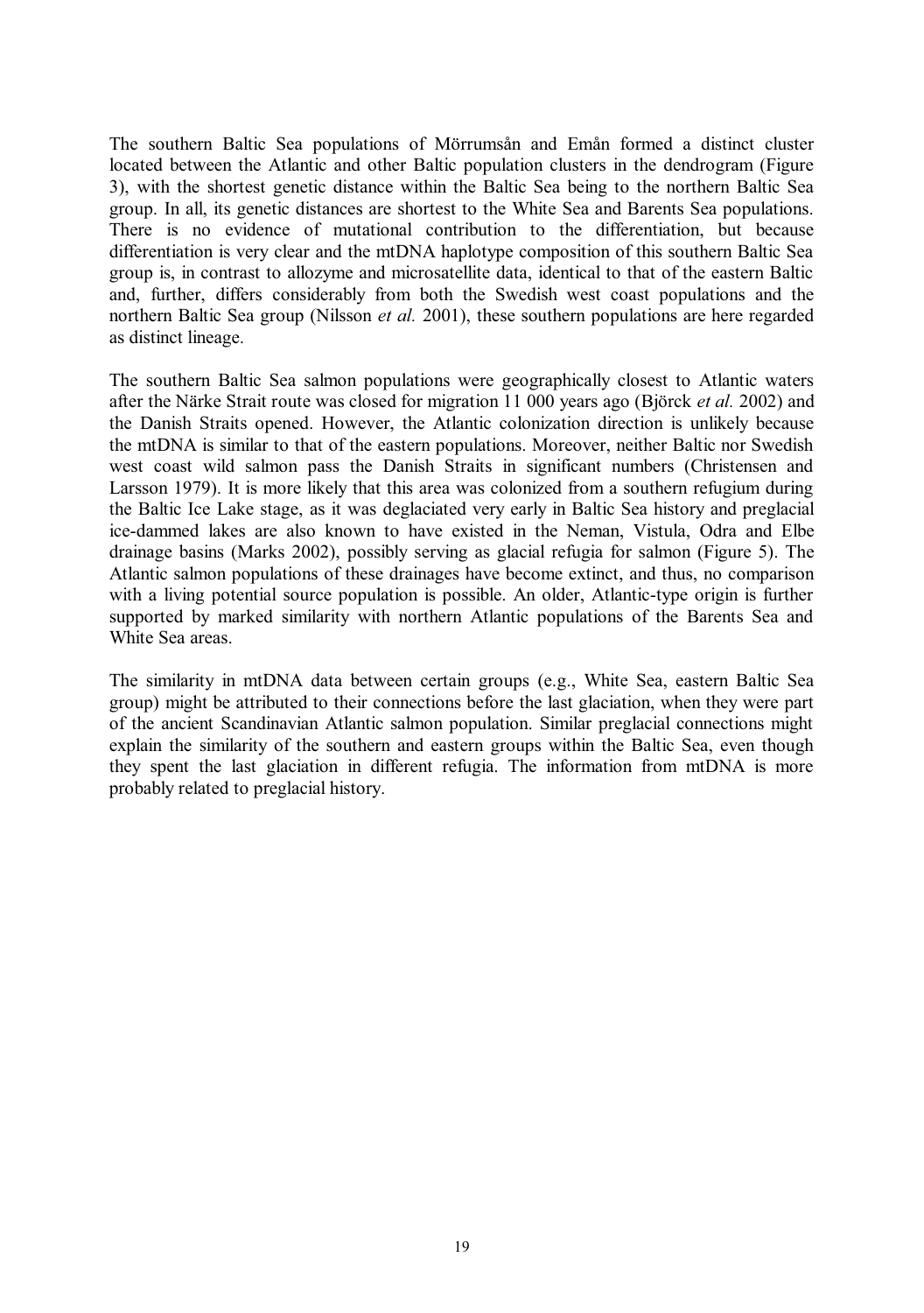The southern Baltic Sea populations of Mörrumsån and Emån formed a distinct cluster located between the Atlantic and other Baltic population clusters in the dendrogram (Figure 3), with the shortest genetic distance within the Baltic Sea being to the northern Baltic Sea group. In all, its genetic distances are shortest to the White Sea and Barents Sea populations. There is no evidence of mutational contribution to the differentiation, but because differentiation is very clear and the mtDNA haplotype composition of this southern Baltic Sea group is, in contrast to allozyme and microsatellite data, identical to that of the eastern Baltic and, further, differs considerably from both the Swedish west coast populations and the northern Baltic Sea group (Nilsson *et al.* 2001), these southern populations are here regarded as distinct lineage.

The southern Baltic Sea salmon populations were geographically closest to Atlantic waters after the Närke Strait route was closed for migration 11 000 years ago (Björck *et al.* 2002) and the Danish Straits opened. However, the Atlantic colonization direction is unlikely because the mtDNA is similar to that of the eastern populations. Moreover, neither Baltic nor Swedish west coast wild salmon pass the Danish Straits in significant numbers (Christensen and Larsson 1979). It is more likely that this area was colonized from a southern refugium during the Baltic Ice Lake stage, as it was deglaciated very early in Baltic Sea history and preglacial ice-dammed lakes are also known to have existed in the Neman, Vistula, Odra and Elbe drainage basins (Marks 2002), possibly serving as glacial refugia for salmon (Figure 5). The Atlantic salmon populations of these drainages have become extinct, and thus, no comparison with a living potential source population is possible. An older, Atlantic-type origin is further supported by marked similarity with northern Atlantic populations of the Barents Sea and White Sea areas.

The similarity in mtDNA data between certain groups (e.g., White Sea, eastern Baltic Sea group) might be attributed to their connections before the last glaciation, when they were part of the ancient Scandinavian Atlantic salmon population. Similar preglacial connections might explain the similarity of the southern and eastern groups within the Baltic Sea, even though they spent the last glaciation in different refugia. The information from mtDNA is more probably related to preglacial history.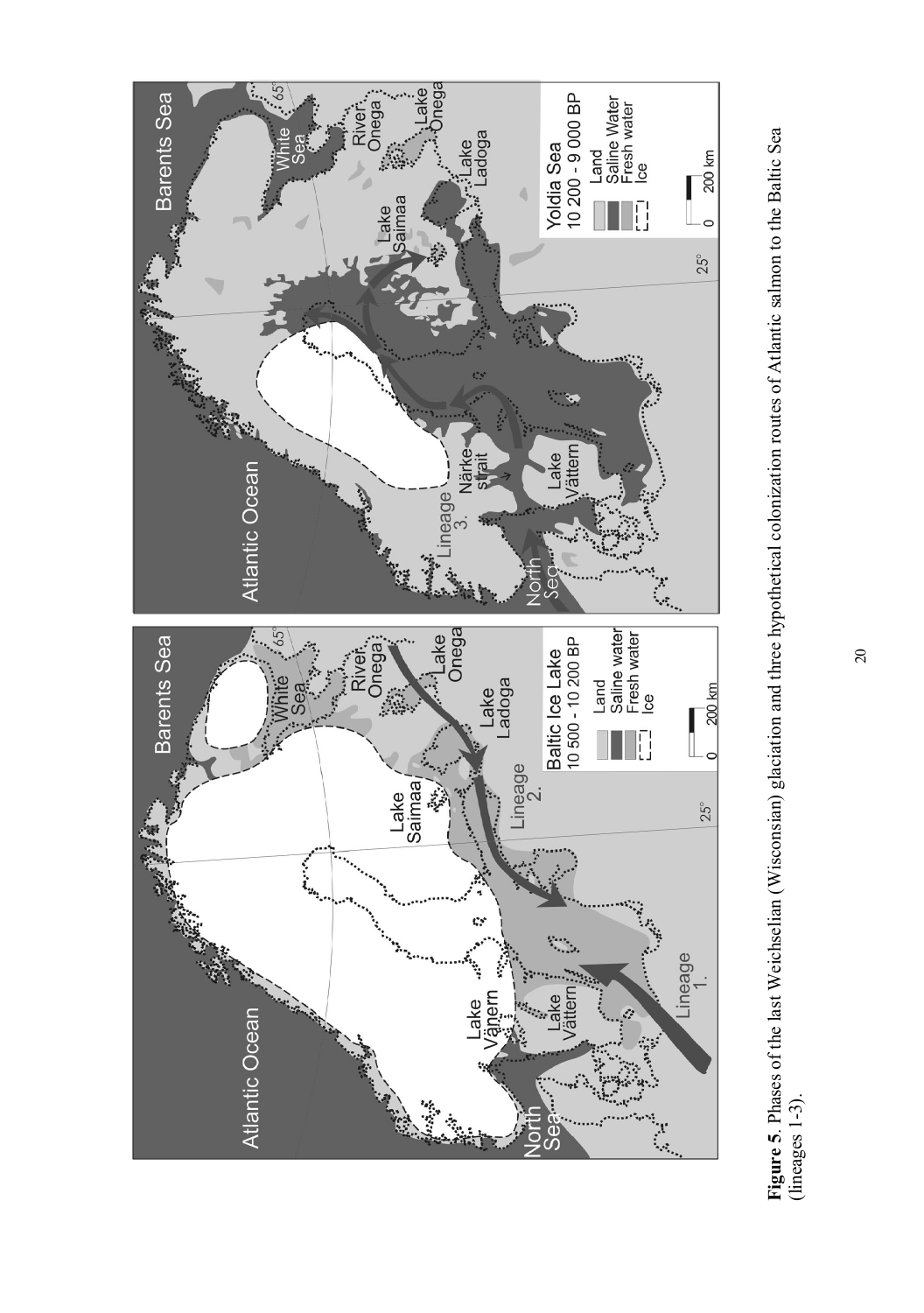**Figure 5**. Phases of the last Weichselian (Wisconsian) glaciation and three hypothetical colonization routes of Atlantic salmon to the Baltic Sea (lineages 1-3).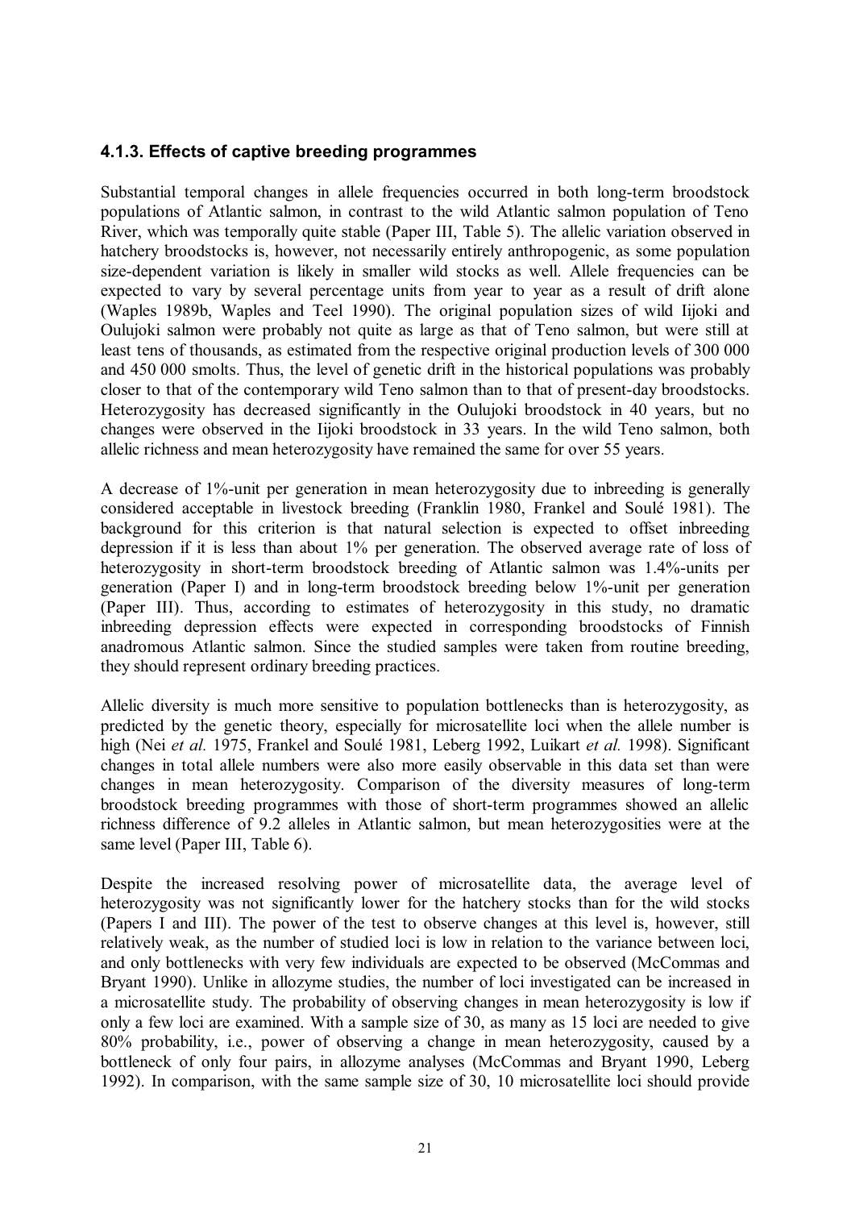### 4.1.3. Effects of captive breeding programmes

Substantial temporal changes in allele frequencies occurred in both long-term broodstock populations of Atlantic salmon, in contrast to the wild Atlantic salmon population of Teno River, which was temporally quite stable (Paper III, Table 5). The allelic variation observed in hatchery broodstocks is, however, not necessarily entirely anthropogenic, as some population size-dependent variation is likely in smaller wild stocks as well. Allele frequencies can be expected to vary by several percentage units from year to year as a result of drift alone (Waples 1989b, Waples and Teel 1990). The original population sizes of wild Iijoki and Oulujoki salmon were probably not quite as large as that of Teno salmon, but were still at least tens of thousands, as estimated from the respective original production levels of 300 000 and 450 000 smolts. Thus, the level of genetic drift in the historical populations was probably closer to that of the contemporary wild Teno salmon than to that of present-day broodstocks. Heterozygosity has decreased significantly in the Oulujoki broodstock in 40 years, but no changes were observed in the Iijoki broodstock in 33 years. In the wild Teno salmon, both allelic richness and mean heterozygosity have remained the same for over 55 years.

A decrease of 1%-unit per generation in mean heterozygosity due to inbreeding is generally considered acceptable in livestock breeding (Franklin 1980, Frankel and Soulé 1981). The background for this criterion is that natural selection is expected to offset inbreeding depression if it is less than about 1% per generation. The observed average rate of loss of heterozygosity in short-term broodstock breeding of Atlantic salmon was 1.4%-units per generation (Paper I) and in long-term broodstock breeding below 1%-unit per generation (Paper III). Thus, according to estimates of heterozygosity in this study, no dramatic inbreeding depression effects were expected in corresponding broodstocks of Finnish anadromous Atlantic salmon. Since the studied samples were taken from routine breeding, they should represent ordinary breeding practices.

Allelic diversity is much more sensitive to population bottlenecks than is heterozygosity, as predicted by the genetic theory, especially for microsatellite loci when the allele number is high (Nei *et al.* 1975, Frankel and Soulé 1981, Leberg 1992, Luikart *et al.* 1998). Significant changes in total allele numbers were also more easily observable in this data set than were changes in mean heterozygosity. Comparison of the diversity measures of long-term broodstock breeding programmes with those of short-term programmes showed an allelic richness difference of 9.2 alleles in Atlantic salmon, but mean heterozygosities were at the same level (Paper III, Table 6).

Despite the increased resolving power of microsatellite data, the average level of heterozygosity was not significantly lower for the hatchery stocks than for the wild stocks (Papers I and III). The power of the test to observe changes at this level is, however, still relatively weak, as the number of studied loci is low in relation to the variance between loci, and only bottlenecks with very few individuals are expected to be observed (McCommas and Bryant 1990). Unlike in allozyme studies, the number of loci investigated can be increased in a microsatellite study. The probability of observing changes in mean heterozygosity is low if only a few loci are examined. With a sample size of 30, as many as 15 loci are needed to give 80% probability, i.e., power of observing a change in mean heterozygosity, caused by a bottleneck of only four pairs, in allozyme analyses (McCommas and Bryant 1990, Leberg 1992). In comparison, with the same sample size of 30, 10 microsatellite loci should provide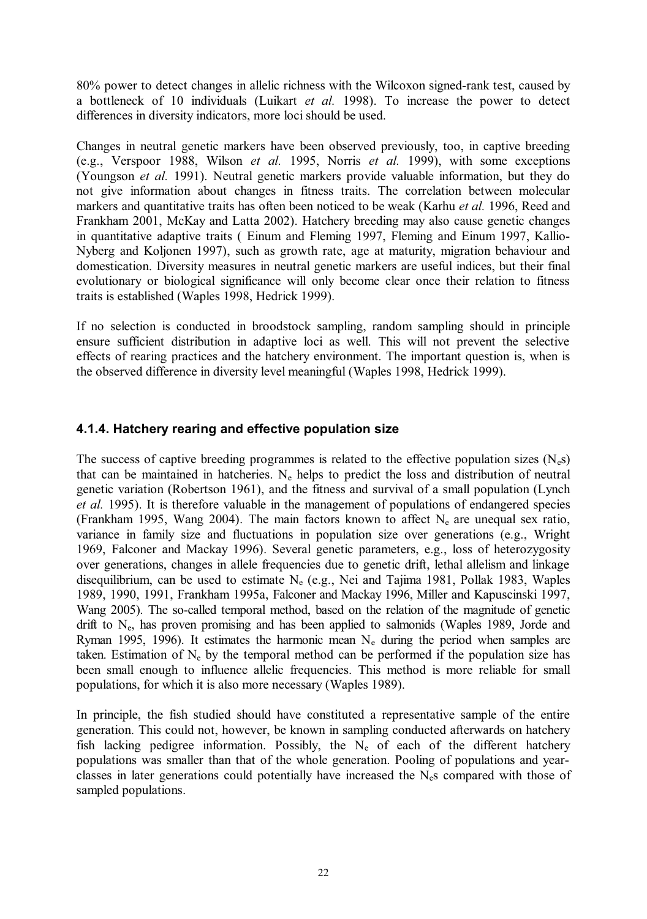80% power to detect changes in allelic richness with the Wilcoxon signed-rank test, caused by a bottleneck of 10 individuals (Luikart *et al.* 1998). To increase the power to detect differences in diversity indicators, more loci should be used.

Changes in neutral genetic markers have been observed previously, too, in captive breeding (e.g., Verspoor 1988, Wilson *et al.* 1995, Norris *et al.* 1999), with some exceptions (Youngson *et al.* 1991). Neutral genetic markers provide valuable information, but they do not give information about changes in fitness traits. The correlation between molecular markers and quantitative traits has often been noticed to be weak (Karhu *et al.* 1996, Reed and Frankham 2001, McKay and Latta 2002). Hatchery breeding may also cause genetic changes in quantitative adaptive traits ( Einum and Fleming 1997, Fleming and Einum 1997, Kallio-Nyberg and Koljonen 1997), such as growth rate, age at maturity, migration behaviour and domestication. Diversity measures in neutral genetic markers are useful indices, but their final evolutionary or biological significance will only become clear once their relation to fitness traits is established (Waples 1998, Hedrick 1999).

If no selection is conducted in broodstock sampling, random sampling should in principle ensure sufficient distribution in adaptive loci as well. This will not prevent the selective effects of rearing practices and the hatchery environment. The important question is, when is the observed difference in diversity level meaningful (Waples 1998, Hedrick 1999).

### 4.1.4. Hatchery rearing and effective population size

The success of captive breeding programmes is related to the effective population sizes ($N_e$s) that can be maintained in hatcheries. $N_e$ helps to predict the loss and distribution of neutral genetic variation (Robertson 1961), and the fitness and survival of a small population (Lynch *et al.* 1995). It is therefore valuable in the management of populations of endangered species (Frankham 1995, Wang 2004). The main factors known to affect $N_e$ are unequal sex ratio, variance in family size and fluctuations in population size over generations (e.g., Wright 1969, Falconer and Mackay 1996). Several genetic parameters, e.g., loss of heterozygosity over generations, changes in allele frequencies due to genetic drift, lethal allelism and linkage disequilibrium, can be used to estimate $N_e$ (e.g., Nei and Tajima 1981, Pollak 1983, Waples 1989, 1990, 1991, Frankham 1995a, Falconer and Mackay 1996, Miller and Kapuscinski 1997, Wang 2005). The so-called temporal method, based on the relation of the magnitude of genetic drift to $N_e$, has proven promising and has been applied to salmonids (Waples 1989, Jorde and Ryman 1995, 1996). It estimates the harmonic mean $N_e$ during the period when samples are taken. Estimation of $N_e$ by the temporal method can be performed if the population size has been small enough to influence allelic frequencies. This method is more reliable for small populations, for which it is also more necessary (Waples 1989).

In principle, the fish studied should have constituted a representative sample of the entire generation. This could not, however, be known in sampling conducted afterwards on hatchery fish lacking pedigree information. Possibly, the $N_e$ of each of the different hatchery populations was smaller than that of the whole generation. Pooling of populations and year-classes in later generations could potentially have increased the $N_e$s compared with those of sampled populations.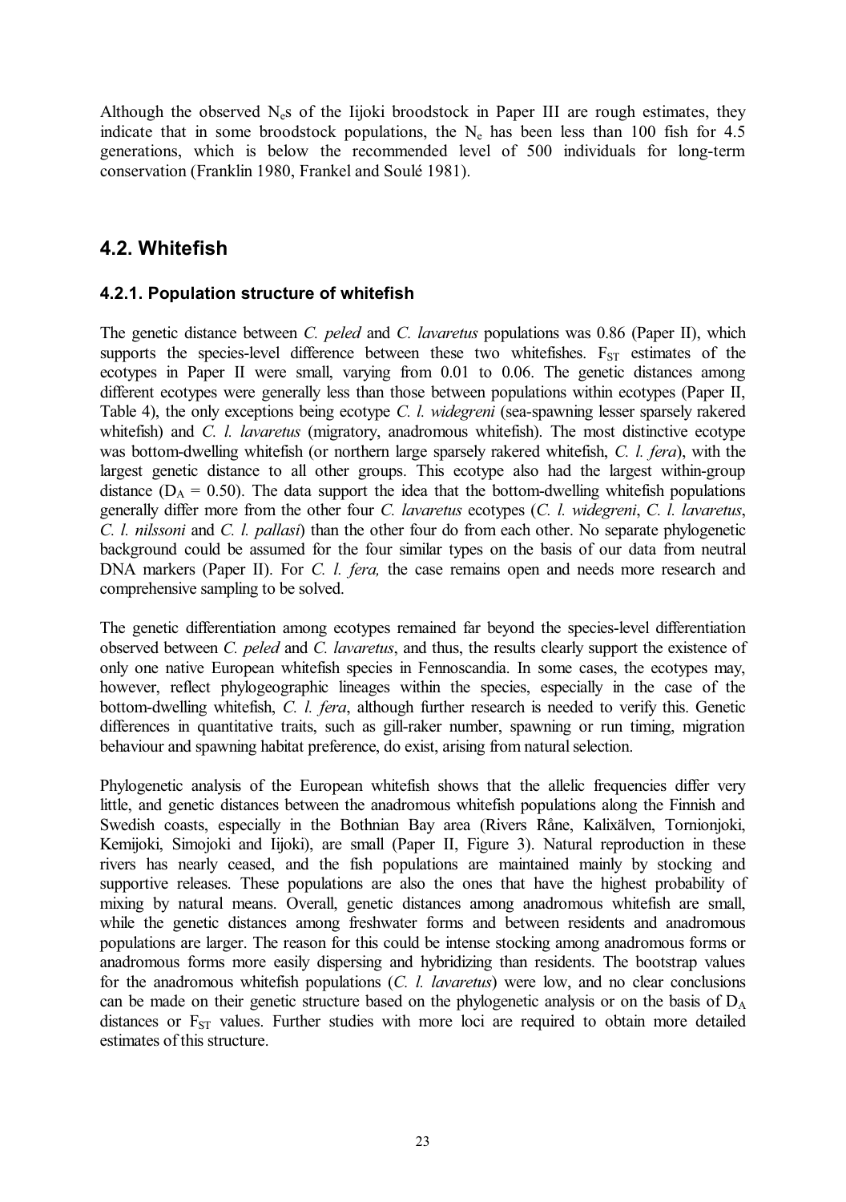Although the observed $N_e$s of the Iijoki broodstock in Paper III are rough estimates, they indicate that in some broodstock populations, the $N_e$ has been less than 100 fish for 4.5 generations, which is below the recommended level of 500 individuals for long-term conservation (Franklin 1980, Frankel and Soulé 1981).

## 4.2. Whitefish

### 4.2.1. Population structure of whitefish

The genetic distance between *C. peled* and *C. lavaretus* populations was 0.86 (Paper II), which supports the species-level difference between these two whitefishes. $F_{ST}$ estimates of the ecotypes in Paper II were small, varying from 0.01 to 0.06. The genetic distances among different ecotypes were generally less than those between populations within ecotypes (Paper II, Table 4), the only exceptions being ecotype *C. l. widegreni* (sea-spawning lesser sparsely rakered whitefish) and *C. l. lavaretus* (migratory, anadromous whitefish). The most distinctive ecotype was bottom-dwelling whitefish (or northern large sparsely rakered whitefish, *C. l. fera*), with the largest genetic distance to all other groups. This ecotype also had the largest within-group distance ($D_A$ = 0.50). The data support the idea that the bottom-dwelling whitefish populations generally differ more from the other four *C. lavaretus* ecotypes (*C. l. widegreni*, *C. l. lavaretus*, *C. l. nilssoni* and *C. l. pallasi*) than the other four do from each other. No separate phylogenetic background could be assumed for the four similar types on the basis of our data from neutral DNA markers (Paper II). For *C. l. fera,* the case remains open and needs more research and comprehensive sampling to be solved.

The genetic differentiation among ecotypes remained far beyond the species-level differentiation observed between *C. peled* and *C. lavaretus*, and thus, the results clearly support the existence of only one native European whitefish species in Fennoscandia. In some cases, the ecotypes may, however, reflect phylogeographic lineages within the species, especially in the case of the bottom-dwelling whitefish, *C. l. fera*, although further research is needed to verify this. Genetic differences in quantitative traits, such as gill-raker number, spawning or run timing, migration behaviour and spawning habitat preference, do exist, arising from natural selection.

Phylogenetic analysis of the European whitefish shows that the allelic frequencies differ very little, and genetic distances between the anadromous whitefish populations along the Finnish and Swedish coasts, especially in the Bothnian Bay area (Rivers Råne, Kalixälven, Tornionjoki, Kemijoki, Simojoki and Iijoki), are small (Paper II, Figure 3). Natural reproduction in these rivers has nearly ceased, and the fish populations are maintained mainly by stocking and supportive releases. These populations are also the ones that have the highest probability of mixing by natural means. Overall, genetic distances among anadromous whitefish are small, while the genetic distances among freshwater forms and between residents and anadromous populations are larger. The reason for this could be intense stocking among anadromous forms or anadromous forms more easily dispersing and hybridizing than residents. The bootstrap values for the anadromous whitefish populations (*C. l. lavaretus*) were low, and no clear conclusions can be made on their genetic structure based on the phylogenetic analysis or on the basis of $D_A$ distances or $F_{ST}$ values. Further studies with more loci are required to obtain more detailed estimates of this structure.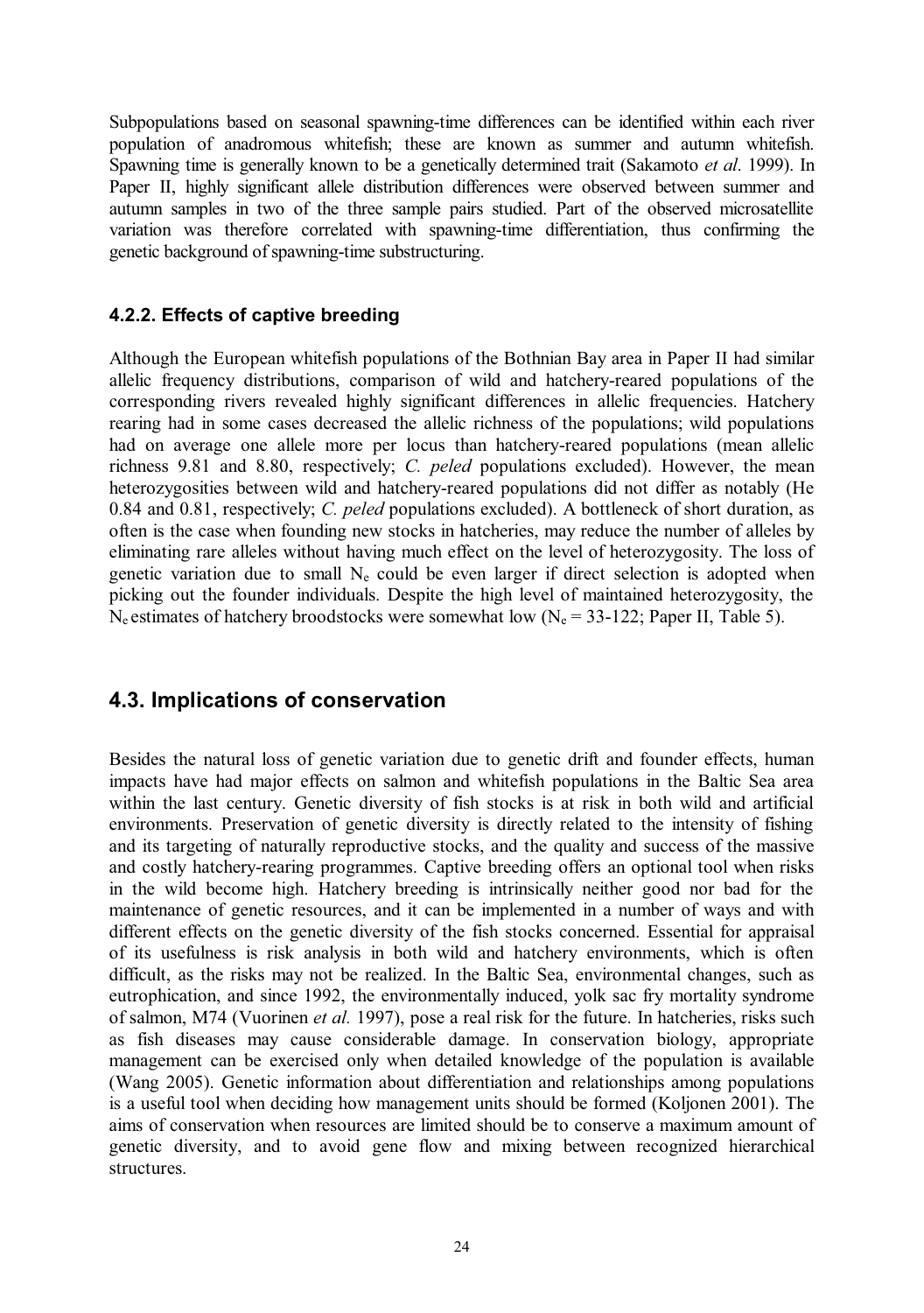Subpopulations based on seasonal spawning-time differences can be identified within each river population of anadromous whitefish; these are known as summer and autumn whitefish. Spawning time is generally known to be a genetically determined trait (Sakamoto *et al*. 1999). In Paper II, highly significant allele distribution differences were observed between summer and autumn samples in two of the three sample pairs studied. Part of the observed microsatellite variation was therefore correlated with spawning-time differentiation, thus confirming the genetic background of spawning-time substructuring.

### 4.2.2. Effects of captive breeding

Although the European whitefish populations of the Bothnian Bay area in Paper II had similar allelic frequency distributions, comparison of wild and hatchery-reared populations of the corresponding rivers revealed highly significant differences in allelic frequencies. Hatchery rearing had in some cases decreased the allelic richness of the populations; wild populations had on average one allele more per locus than hatchery-reared populations (mean allelic richness 9.81 and 8.80, respectively; *C. peled* populations excluded). However, the mean heterozygosities between wild and hatchery-reared populations did not differ as notably (He 0.84 and 0.81, respectively; *C. peled* populations excluded). A bottleneck of short duration, as often is the case when founding new stocks in hatcheries, may reduce the number of alleles by eliminating rare alleles without having much effect on the level of heterozygosity. The loss of genetic variation due to small $N_e$ could be even larger if direct selection is adopted when picking out the founder individuals. Despite the high level of maintained heterozygosity, the $N_e$ estimates of hatchery broodstocks were somewhat low ($N_e$ = 33-122; Paper II, Table 5).

## 4.3. Implications of conservation

Besides the natural loss of genetic variation due to genetic drift and founder effects, human impacts have had major effects on salmon and whitefish populations in the Baltic Sea area within the last century. Genetic diversity of fish stocks is at risk in both wild and artificial environments. Preservation of genetic diversity is directly related to the intensity of fishing and its targeting of naturally reproductive stocks, and the quality and success of the massive and costly hatchery-rearing programmes. Captive breeding offers an optional tool when risks in the wild become high. Hatchery breeding is intrinsically neither good nor bad for the maintenance of genetic resources, and it can be implemented in a number of ways and with different effects on the genetic diversity of the fish stocks concerned. Essential for appraisal of its usefulness is risk analysis in both wild and hatchery environments, which is often difficult, as the risks may not be realized. In the Baltic Sea, environmental changes, such as eutrophication, and since 1992, the environmentally induced, yolk sac fry mortality syndrome of salmon, M74 (Vuorinen *et al.* 1997), pose a real risk for the future. In hatcheries, risks such as fish diseases may cause considerable damage. In conservation biology, appropriate management can be exercised only when detailed knowledge of the population is available (Wang 2005). Genetic information about differentiation and relationships among populations is a useful tool when deciding how management units should be formed (Koljonen 2001). The aims of conservation when resources are limited should be to conserve a maximum amount of genetic diversity, and to avoid gene flow and mixing between recognized hierarchical structures.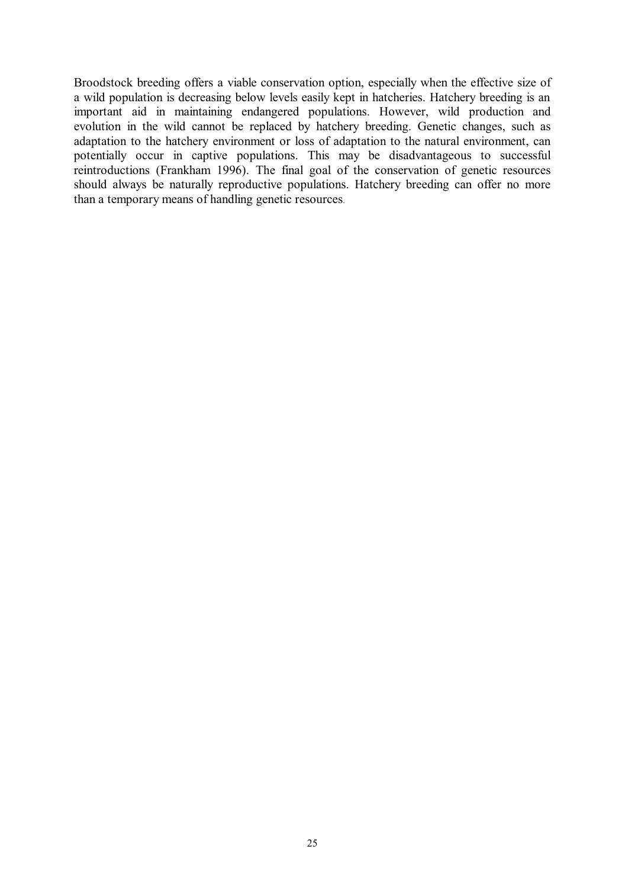Broodstock breeding offers a viable conservation option, especially when the effective size of a wild population is decreasing below levels easily kept in hatcheries. Hatchery breeding is an important aid in maintaining endangered populations. However, wild production and evolution in the wild cannot be replaced by hatchery breeding. Genetic changes, such as adaptation to the hatchery environment or loss of adaptation to the natural environment, can potentially occur in captive populations. This may be disadvantageous to successful reintroductions (Frankham 1996). The final goal of the conservation of genetic resources should always be naturally reproductive populations. Hatchery breeding can offer no more than a temporary means of handling genetic resources.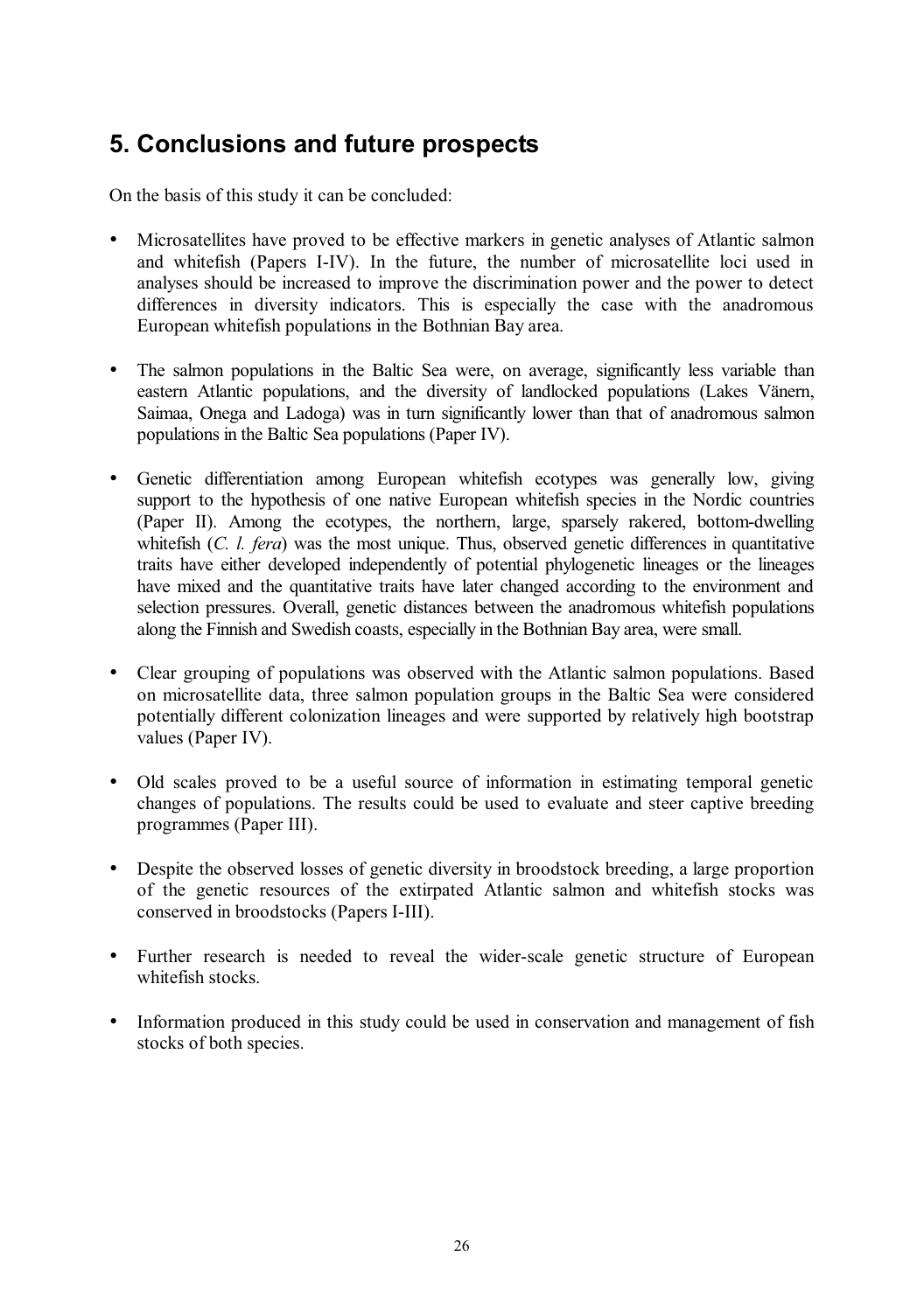## 5. Conclusions and future prospects

On the basis of this study it can be concluded:

- Microsatellites have proved to be effective markers in genetic analyses of Atlantic salmon and whitefish (Papers I-IV). In the future, the number of microsatellite loci used in analyses should be increased to improve the discrimination power and the power to detect differences in diversity indicators. This is especially the case with the anadromous European whitefish populations in the Bothnian Bay area.

- The salmon populations in the Baltic Sea were, on average, significantly less variable than eastern Atlantic populations, and the diversity of landlocked populations (Lakes Vänern, Saimaa, Onega and Ladoga) was in turn significantly lower than that of anadromous salmon populations in the Baltic Sea populations (Paper IV).

- Genetic differentiation among European whitefish ecotypes was generally low, giving support to the hypothesis of one native European whitefish species in the Nordic countries (Paper II). Among the ecotypes, the northern, large, sparsely rakered, bottom-dwelling whitefish (*C. l. fera*) was the most unique. Thus, observed genetic differences in quantitative traits have either developed independently of potential phylogenetic lineages or the lineages have mixed and the quantitative traits have later changed according to the environment and selection pressures. Overall, genetic distances between the anadromous whitefish populations along the Finnish and Swedish coasts, especially in the Bothnian Bay area, were small.

- Clear grouping of populations was observed with the Atlantic salmon populations. Based on microsatellite data, three salmon population groups in the Baltic Sea were considered potentially different colonization lineages and were supported by relatively high bootstrap values (Paper IV).

- Old scales proved to be a useful source of information in estimating temporal genetic changes of populations. The results could be used to evaluate and steer captive breeding programmes (Paper III).

- Despite the observed losses of genetic diversity in broodstock breeding, a large proportion of the genetic resources of the extirpated Atlantic salmon and whitefish stocks was conserved in broodstocks (Papers I-III).

- Further research is needed to reveal the wider-scale genetic structure of European whitefish stocks.

- Information produced in this study could be used in conservation and management of fish stocks of both species.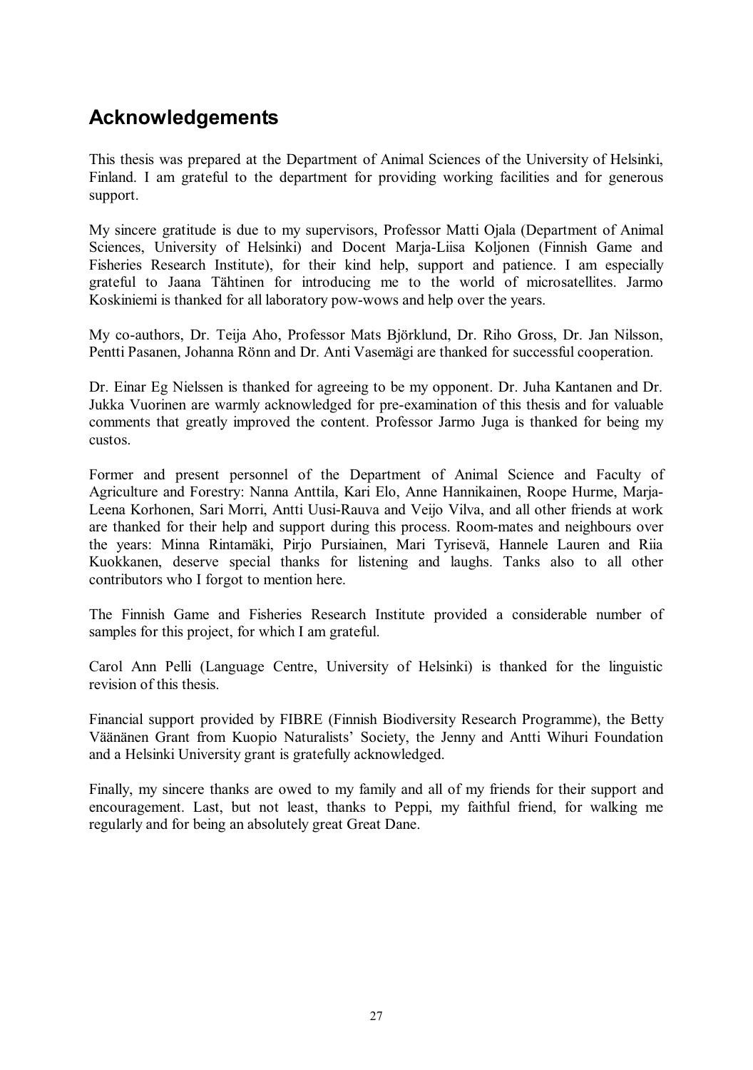## Acknowledgements

This thesis was prepared at the Department of Animal Sciences of the University of Helsinki, Finland. I am grateful to the department for providing working facilities and for generous support.

My sincere gratitude is due to my supervisors, Professor Matti Ojala (Department of Animal Sciences, University of Helsinki) and Docent Marja-Liisa Koljonen (Finnish Game and Fisheries Research Institute), for their kind help, support and patience. I am especially grateful to Jaana Tähtinen for introducing me to the world of microsatellites. Jarmo Koskiniemi is thanked for all laboratory pow-wows and help over the years.

My co-authors, Dr. Teija Aho, Professor Mats Björklund, Dr. Riho Gross, Dr. Jan Nilsson, Pentti Pasanen, Johanna Rönn and Dr. Anti Vasemägi are thanked for successful cooperation.

Dr. Einar Eg Nielssen is thanked for agreeing to be my opponent. Dr. Juha Kantanen and Dr. Jukka Vuorinen are warmly acknowledged for pre-examination of this thesis and for valuable comments that greatly improved the content. Professor Jarmo Juga is thanked for being my custos.

Former and present personnel of the Department of Animal Science and Faculty of Agriculture and Forestry: Nanna Anttila, Kari Elo, Anne Hannikainen, Roope Hurme, Marja-Leena Korhonen, Sari Morri, Antti Uusi-Rauva and Veijo Vilva, and all other friends at work are thanked for their help and support during this process. Room-mates and neighbours over the years: Minna Rintamäki, Pirjo Pursiainen, Mari Tyrisevä, Hannele Lauren and Riia Kuokkanen, deserve special thanks for listening and laughs. Tanks also to all other contributors who I forgot to mention here.

The Finnish Game and Fisheries Research Institute provided a considerable number of samples for this project, for which I am grateful.

Carol Ann Pelli (Language Centre, University of Helsinki) is thanked for the linguistic revision of this thesis.

Financial support provided by FIBRE (Finnish Biodiversity Research Programme), the Betty Väänänen Grant from Kuopio Naturalists' Society, the Jenny and Antti Wihuri Foundation and a Helsinki University grant is gratefully acknowledged.

Finally, my sincere thanks are owed to my family and all of my friends for their support and encouragement. Last, but not least, thanks to Peppi, my faithful friend, for walking me regularly and for being an absolutely great Great Dane.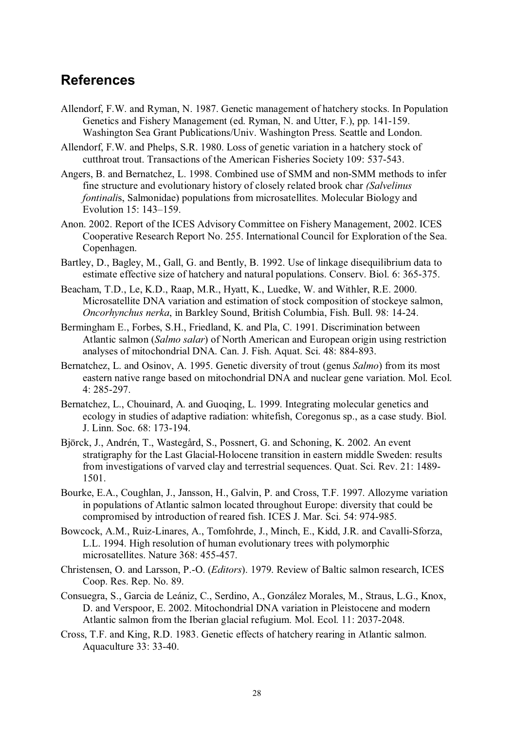## References

Allendorf, F.W. and Ryman, N. 1987. Genetic management of hatchery stocks. In Population Genetics and Fishery Management (ed. Ryman, N. and Utter, F.), pp. 141-159. Washington Sea Grant Publications/Univ. Washington Press. Seattle and London.

Allendorf, F.W. and Phelps, S.R. 1980. Loss of genetic variation in a hatchery stock of cutthroat trout. Transactions of the American Fisheries Society 109: 537-543.

Angers, B. and Bernatchez, L. 1998. Combined use of SMM and non-SMM methods to infer fine structure and evolutionary history of closely related brook char *(Salvelinus fontinali*s, Salmonidae) populations from microsatellites. Molecular Biology and Evolution 15: 143–159.

Anon. 2002. Report of the ICES Advisory Committee on Fishery Management, 2002. ICES Cooperative Research Report No. 255. International Council for Exploration of the Sea. Copenhagen.

Bartley, D., Bagley, M., Gall, G. and Bently, B. 1992. Use of linkage disequilibrium data to estimate effective size of hatchery and natural populations. Conserv. Biol. 6: 365-375.

Beacham, T.D., Le, K.D., Raap, M.R., Hyatt, K., Luedke, W. and Withler, R.E. 2000. Microsatellite DNA variation and estimation of stock composition of stockeye salmon, *Oncorhynchus nerka*, in Barkley Sound, British Columbia, Fish. Bull. 98: 14-24.

Bermingham E., Forbes, S.H., Friedland, K. and Pla, C. 1991. Discrimination between Atlantic salmon (*Salmo salar*) of North American and European origin using restriction analyses of mitochondrial DNA. Can. J. Fish. Aquat. Sci. 48: 884-893.

Bernatchez, L. and Osinov, A. 1995. Genetic diversity of trout (genus *Salmo*) from its most eastern native range based on mitochondrial DNA and nuclear gene variation. Mol. Ecol. 4: 285-297.

Bernatchez, L., Chouinard, A. and Guoqing, L. 1999. Integrating molecular genetics and ecology in studies of adaptive radiation: whitefish, Coregonus sp., as a case study. Biol. J. Linn. Soc. 68: 173-194.

Björck, J., Andrén, T., Wastegård, S., Possnert, G. and Schoning, K. 2002. An event stratigraphy for the Last Glacial-Holocene transition in eastern middle Sweden: results from investigations of varved clay and terrestrial sequences. Quat. Sci. Rev. 21: 1489-1501.

Bourke, E.A., Coughlan, J., Jansson, H., Galvin, P. and Cross, T.F. 1997. Allozyme variation in populations of Atlantic salmon located throughout Europe: diversity that could be compromised by introduction of reared fish. ICES J. Mar. Sci. 54: 974-985.

Bowcock, A.M., Ruiz-Linares, A., Tomfohrde, J., Minch, E., Kidd, J.R. and Cavalli-Sforza, L.L. 1994. High resolution of human evolutionary trees with polymorphic microsatellites. Nature 368: 455-457.

Christensen, O. and Larsson, P.-O. (*Editors*). 1979. Review of Baltic salmon research, ICES Coop. Res. Rep. No. 89.

Consuegra, S., Garcia de Leániz, C., Serdino, A., González Morales, M., Straus, L.G., Knox, D. and Verspoor, E. 2002. Mitochondrial DNA variation in Pleistocene and modern Atlantic salmon from the Iberian glacial refugium. Mol. Ecol. 11: 2037-2048.

Cross, T.F. and King, R.D. 1983. Genetic effects of hatchery rearing in Atlantic salmon. Aquaculture 33: 33-40.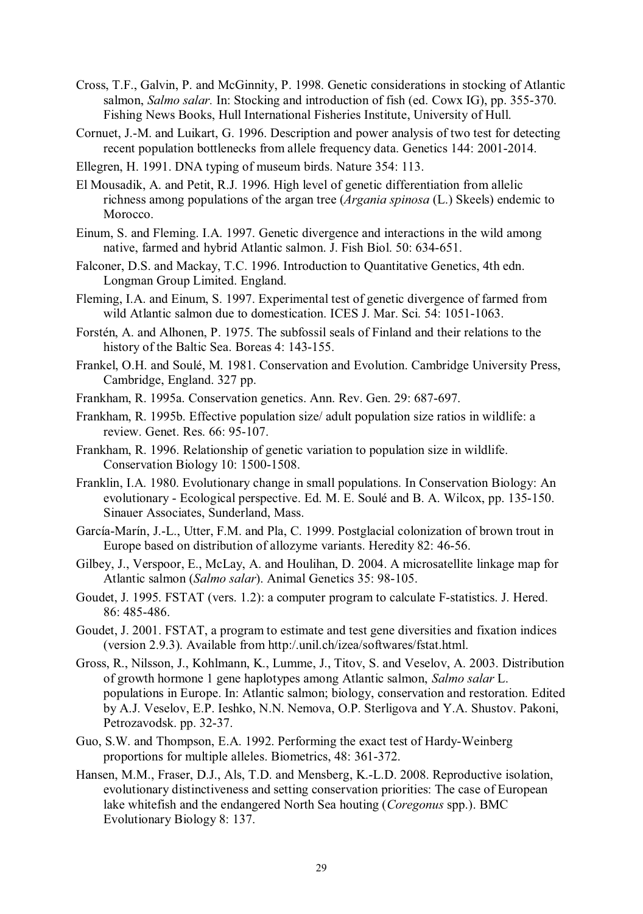Cross, T.F., Galvin, P. and McGinnity, P. 1998. Genetic considerations in stocking of Atlantic salmon, *Salmo salar.* In: Stocking and introduction of fish (ed. Cowx IG), pp. 355-370. Fishing News Books, Hull International Fisheries Institute, University of Hull.

Cornuet, J.-M. and Luikart, G. 1996. Description and power analysis of two test for detecting recent population bottlenecks from allele frequency data. Genetics 144: 2001-2014.

Ellegren, H. 1991. DNA typing of museum birds. Nature 354: 113.

El Mousadik, A. and Petit, R.J. 1996. High level of genetic differentiation from allelic richness among populations of the argan tree (*Argania spinosa* (L.) Skeels) endemic to Morocco.

Einum, S. and Fleming. I.A. 1997. Genetic divergence and interactions in the wild among native, farmed and hybrid Atlantic salmon. J. Fish Biol. 50: 634-651.

Falconer, D.S. and Mackay, T.C. 1996. Introduction to Quantitative Genetics, 4th edn. Longman Group Limited. England.

Fleming, I.A. and Einum, S. 1997. Experimental test of genetic divergence of farmed from wild Atlantic salmon due to domestication. ICES J. Mar. Sci. 54: 1051-1063.

Forstén, A. and Alhonen, P. 1975. The subfossil seals of Finland and their relations to the history of the Baltic Sea. Boreas 4: 143-155.

Frankel, O.H. and Soulé, M. 1981. Conservation and Evolution. Cambridge University Press, Cambridge, England. 327 pp.

Frankham, R. 1995a. Conservation genetics. Ann. Rev. Gen. 29: 687-697.

Frankham, R. 1995b. Effective population size/ adult population size ratios in wildlife: a review. Genet. Res. 66: 95-107.

Frankham, R. 1996. Relationship of genetic variation to population size in wildlife. Conservation Biology 10: 1500-1508.

Franklin, I.A. 1980. Evolutionary change in small populations. In Conservation Biology: An evolutionary - Ecological perspective. Ed. M. E. Soulé and B. A. Wilcox, pp. 135-150. Sinauer Associates, Sunderland, Mass.

García-Marín, J.-L., Utter, F.M. and Pla, C. 1999. Postglacial colonization of brown trout in Europe based on distribution of allozyme variants. Heredity 82: 46-56.

Gilbey, J., Verspoor, E., McLay, A. and Houlihan, D. 2004. A microsatellite linkage map for Atlantic salmon (*Salmo salar*). Animal Genetics 35: 98-105.

Goudet, J. 1995. FSTAT (vers. 1.2): a computer program to calculate F-statistics. J. Hered. 86: 485-486.

Goudet, J. 2001. FSTAT, a program to estimate and test gene diversities and fixation indices (version 2.9.3). Available from http:/.unil.ch/izea/softwares/fstat.html.

Gross, R., Nilsson, J., Kohlmann, K., Lumme, J., Titov, S. and Veselov, A. 2003. Distribution of growth hormone 1 gene haplotypes among Atlantic salmon, *Salmo salar* L. populations in Europe. In: Atlantic salmon; biology, conservation and restoration. Edited by A.J. Veselov, E.P. Ieshko, N.N. Nemova, O.P. Sterligova and Y.A. Shustov. Pakoni, Petrozavodsk. pp. 32-37.

Guo, S.W. and Thompson, E.A. 1992. Performing the exact test of Hardy-Weinberg proportions for multiple alleles. Biometrics, 48: 361-372.

Hansen, M.M., Fraser, D.J., Als, T.D. and Mensberg, K.-L.D. 2008. Reproductive isolation, evolutionary distinctiveness and setting conservation priorities: The case of European lake whitefish and the endangered North Sea houting (*Coregonus* spp.). BMC Evolutionary Biology 8: 137.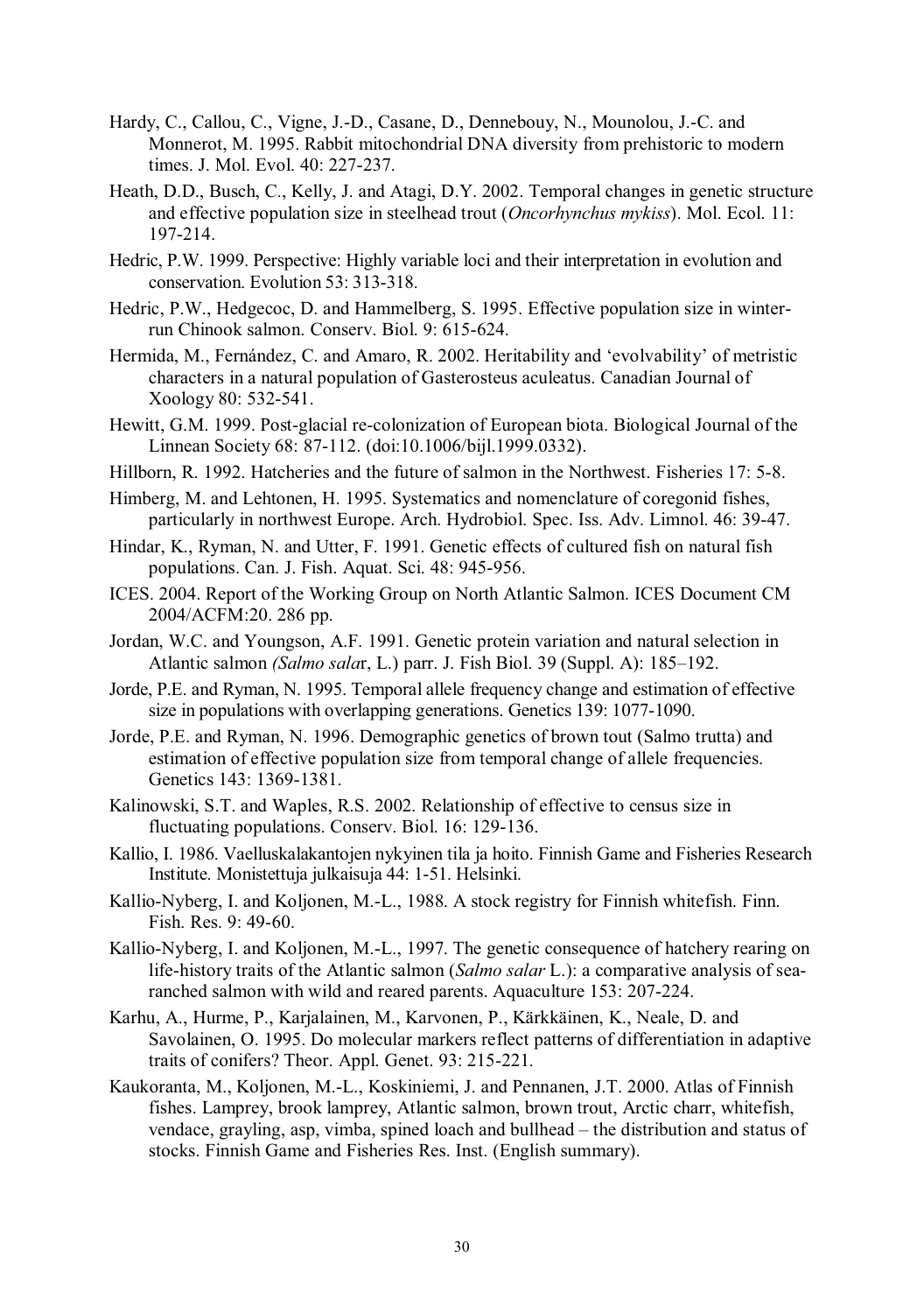Hardy, C., Callou, C., Vigne, J.-D., Casane, D., Dennebouy, N., Mounolou, J.-C. and Monnerot, M. 1995. Rabbit mitochondrial DNA diversity from prehistoric to modern times. J. Mol. Evol. 40: 227-237.

Heath, D.D., Busch, C., Kelly, J. and Atagi, D.Y. 2002. Temporal changes in genetic structure and effective population size in steelhead trout (*Oncorhynchus mykiss*). Mol. Ecol. 11: 197-214.

Hedric, P.W. 1999. Perspective: Highly variable loci and their interpretation in evolution and conservation. Evolution 53: 313-318.

Hedric, P.W., Hedgecoc, D. and Hammelberg, S. 1995. Effective population size in winter-run Chinook salmon. Conserv. Biol. 9: 615-624.

Hermida, M., Fernández, C. and Amaro, R. 2002. Heritability and 'evolvability' of metristic characters in a natural population of Gasterosteus aculeatus. Canadian Journal of Xoology 80: 532-541.

Hewitt, G.M. 1999. Post-glacial re-colonization of European biota. Biological Journal of the Linnean Society 68: 87-112. (doi:10.1006/bijl.1999.0332).

Hillborn, R. 1992. Hatcheries and the future of salmon in the Northwest. Fisheries 17: 5-8.

Himberg, M. and Lehtonen, H. 1995. Systematics and nomenclature of coregonid fishes, particularly in northwest Europe. Arch. Hydrobiol. Spec. Iss. Adv. Limnol. 46: 39-47.

Hindar, K., Ryman, N. and Utter, F. 1991. Genetic effects of cultured fish on natural fish populations. Can. J. Fish. Aquat. Sci. 48: 945-956.

ICES. 2004. Report of the Working Group on North Atlantic Salmon. ICES Document CM 2004/ACFM:20. 286 pp.

Jordan, W.C. and Youngson, A.F. 1991. Genetic protein variation and natural selection in Atlantic salmon *(Salmo sala*r, L.) parr. J. Fish Biol. 39 (Suppl. A): 185–192.

Jorde, P.E. and Ryman, N. 1995. Temporal allele frequency change and estimation of effective size in populations with overlapping generations. Genetics 139: 1077-1090.

Jorde, P.E. and Ryman, N. 1996. Demographic genetics of brown tout (Salmo trutta) and estimation of effective population size from temporal change of allele frequencies. Genetics 143: 1369-1381.

Kalinowski, S.T. and Waples, R.S. 2002. Relationship of effective to census size in fluctuating populations. Conserv. Biol. 16: 129-136.

Kallio, I. 1986. Vaelluskalakantojen nykyinen tila ja hoito. Finnish Game and Fisheries Research Institute. Monistettuja julkaisuja 44: 1-51. Helsinki.

Kallio-Nyberg, I. and Koljonen, M.-L., 1988. A stock registry for Finnish whitefish. Finn. Fish. Res. 9: 49-60.

Kallio-Nyberg, I. and Koljonen, M.-L., 1997. The genetic consequence of hatchery rearing on life-history traits of the Atlantic salmon (*Salmo salar* L.): a comparative analysis of sea-ranched salmon with wild and reared parents. Aquaculture 153: 207-224.

Karhu, A., Hurme, P., Karjalainen, M., Karvonen, P., Kärkkäinen, K., Neale, D. and Savolainen, O. 1995. Do molecular markers reflect patterns of differentiation in adaptive traits of conifers? Theor. Appl. Genet. 93: 215-221.

Kaukoranta, M., Koljonen, M.-L., Koskiniemi, J. and Pennanen, J.T. 2000. Atlas of Finnish fishes. Lamprey, brook lamprey, Atlantic salmon, brown trout, Arctic charr, whitefish, vendace, grayling, asp, vimba, spined loach and bullhead – the distribution and status of stocks. Finnish Game and Fisheries Res. Inst. (English summary).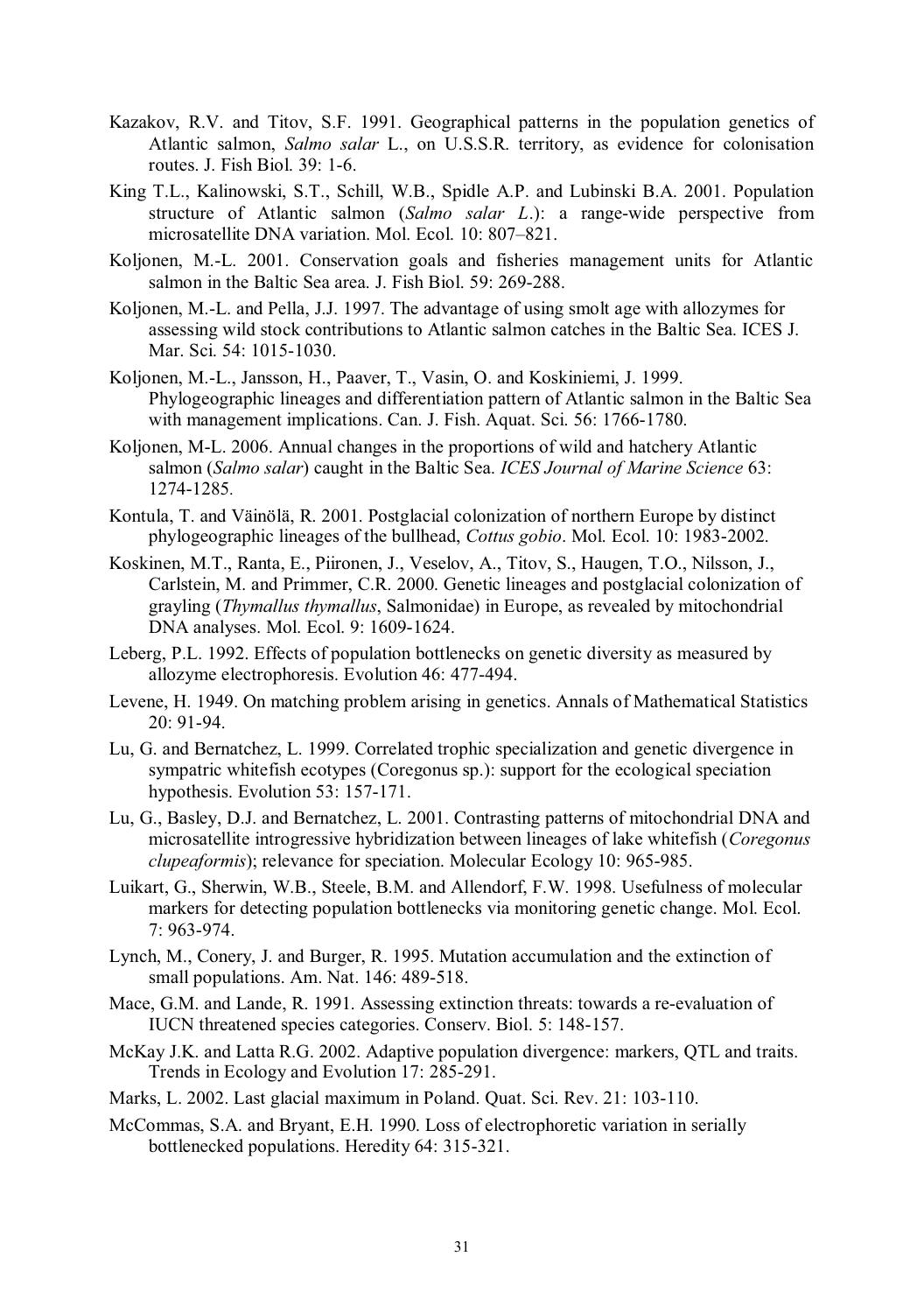Kazakov, R.V. and Titov, S.F. 1991. Geographical patterns in the population genetics of Atlantic salmon, *Salmo salar* L., on U.S.S.R. territory, as evidence for colonisation routes. J. Fish Biol. 39: 1-6.

King T.L., Kalinowski, S.T., Schill, W.B., Spidle A.P. and Lubinski B.A. 2001. Population structure of Atlantic salmon (*Salmo salar L.*): a range-wide perspective from microsatellite DNA variation. Mol. Ecol. 10: 807–821.

Koljonen, M.-L. 2001. Conservation goals and fisheries management units for Atlantic salmon in the Baltic Sea area. J. Fish Biol. 59: 269-288.

Koljonen, M.-L. and Pella, J.J. 1997. The advantage of using smolt age with allozymes for assessing wild stock contributions to Atlantic salmon catches in the Baltic Sea. ICES J. Mar. Sci. 54: 1015-1030.

Koljonen, M.-L., Jansson, H., Paaver, T., Vasin, O. and Koskiniemi, J. 1999. Phylogeographic lineages and differentiation pattern of Atlantic salmon in the Baltic Sea with management implications. Can. J. Fish. Aquat. Sci. 56: 1766-1780.

Koljonen, M-L. 2006. Annual changes in the proportions of wild and hatchery Atlantic salmon (*Salmo salar*) caught in the Baltic Sea. *ICES Journal of Marine Science* 63: 1274-1285.

Kontula, T. and Väinölä, R. 2001. Postglacial colonization of northern Europe by distinct phylogeographic lineages of the bullhead, *Cottus gobio*. Mol. Ecol. 10: 1983-2002.

Koskinen, M.T., Ranta, E., Piironen, J., Veselov, A., Titov, S., Haugen, T.O., Nilsson, J., Carlstein, M. and Primmer, C.R. 2000. Genetic lineages and postglacial colonization of grayling (*Thymallus thymallus*, Salmonidae) in Europe, as revealed by mitochondrial DNA analyses. Mol. Ecol. 9: 1609-1624.

Leberg, P.L. 1992. Effects of population bottlenecks on genetic diversity as measured by allozyme electrophoresis. Evolution 46: 477-494.

Levene, H. 1949. On matching problem arising in genetics. Annals of Mathematical Statistics 20: 91-94.

Lu, G. and Bernatchez, L. 1999. Correlated trophic specialization and genetic divergence in sympatric whitefish ecotypes (Coregonus sp.): support for the ecological speciation hypothesis. Evolution 53: 157-171.

Lu, G., Basley, D.J. and Bernatchez, L. 2001. Contrasting patterns of mitochondrial DNA and microsatellite introgressive hybridization between lineages of lake whitefish (*Coregonus clupeaformis*); relevance for speciation. Molecular Ecology 10: 965-985.

Luikart, G., Sherwin, W.B., Steele, B.M. and Allendorf, F.W. 1998. Usefulness of molecular markers for detecting population bottlenecks via monitoring genetic change. Mol. Ecol. 7: 963-974.

Lynch, M., Conery, J. and Burger, R. 1995. Mutation accumulation and the extinction of small populations. Am. Nat. 146: 489-518.

Mace, G.M. and Lande, R. 1991. Assessing extinction threats: towards a re-evaluation of IUCN threatened species categories. Conserv. Biol. 5: 148-157.

McKay J.K. and Latta R.G. 2002. Adaptive population divergence: markers, QTL and traits. Trends in Ecology and Evolution 17: 285-291.

Marks, L. 2002. Last glacial maximum in Poland. Quat. Sci. Rev. 21: 103-110.

McCommas, S.A. and Bryant, E.H. 1990. Loss of electrophoretic variation in serially bottlenecked populations. Heredity 64: 315-321.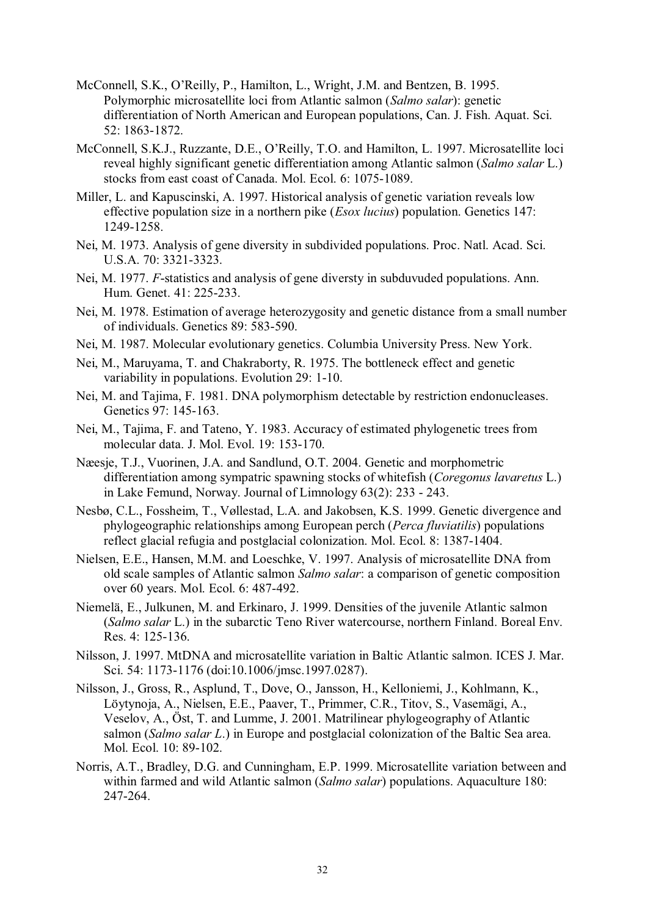McConnell, S.K., O'Reilly, P., Hamilton, L., Wright, J.M. and Bentzen, B. 1995. Polymorphic microsatellite loci from Atlantic salmon (*Salmo salar*): genetic differentiation of North American and European populations, Can. J. Fish. Aquat. Sci. 52: 1863-1872.

McConnell, S.K.J., Ruzzante, D.E., O'Reilly, T.O. and Hamilton, L. 1997. Microsatellite loci reveal highly significant genetic differentiation among Atlantic salmon (*Salmo salar* L.) stocks from east coast of Canada. Mol. Ecol. 6: 1075-1089.

Miller, L. and Kapuscinski, A. 1997. Historical analysis of genetic variation reveals low effective population size in a northern pike (*Esox lucius*) population. Genetics 147: 1249-1258.

Nei, M. 1973. Analysis of gene diversity in subdivided populations. Proc. Natl. Acad. Sci. U.S.A. 70: 3321-3323.

Nei, M. 1977. *F*-statistics and analysis of gene diversty in subduvuded populations. Ann. Hum. Genet. 41: 225-233.

Nei, M. 1978. Estimation of average heterozygosity and genetic distance from a small number of individuals. Genetics 89: 583-590.

Nei, M. 1987. Molecular evolutionary genetics. Columbia University Press. New York.

Nei, M., Maruyama, T. and Chakraborty, R. 1975. The bottleneck effect and genetic variability in populations. Evolution 29: 1-10.

Nei, M. and Tajima, F. 1981. DNA polymorphism detectable by restriction endonucleases. Genetics 97: 145-163.

Nei, M., Tajima, F. and Tateno, Y. 1983. Accuracy of estimated phylogenetic trees from molecular data. J. Mol. Evol. 19: 153-170.

Næsje, T.J., Vuorinen, J.A. and Sandlund, O.T. 2004. Genetic and morphometric differentiation among sympatric spawning stocks of whitefish (*Coregonus lavaretus* L.) in Lake Femund, Norway. Journal of Limnology 63(2): 233 - 243.

Nesbø, C.L., Fossheim, T., Vøllestad, L.A. and Jakobsen, K.S. 1999. Genetic divergence and phylogeographic relationships among European perch (*Perca fluviatilis*) populations reflect glacial refugia and postglacial colonization. Mol. Ecol. 8: 1387-1404.

Nielsen, E.E., Hansen, M.M. and Loeschke, V. 1997. Analysis of microsatellite DNA from old scale samples of Atlantic salmon *Salmo salar*: a comparison of genetic composition over 60 years. Mol. Ecol. 6: 487-492.

Niemelä, E., Julkunen, M. and Erkinaro, J. 1999. Densities of the juvenile Atlantic salmon (*Salmo salar* L.) in the subarctic Teno River watercourse, northern Finland. Boreal Env. Res. 4: 125-136.

Nilsson, J. 1997. MtDNA and microsatellite variation in Baltic Atlantic salmon. ICES J. Mar. Sci. 54: 1173-1176 (doi:10.1006/jmsc.1997.0287).

Nilsson, J., Gross, R., Asplund, T., Dove, O., Jansson, H., Kelloniemi, J., Kohlmann, K., Löytynoja, A., Nielsen, E.E., Paaver, T., Primmer, C.R., Titov, S., Vasemägi, A., Veselov, A., Öst, T. and Lumme, J. 2001. Matrilinear phylogeography of Atlantic salmon (*Salmo salar L*.) in Europe and postglacial colonization of the Baltic Sea area. Mol. Ecol. 10: 89-102.

Norris, A.T., Bradley, D.G. and Cunningham, E.P. 1999. Microsatellite variation between and within farmed and wild Atlantic salmon (*Salmo salar*) populations. Aquaculture 180: 247-264.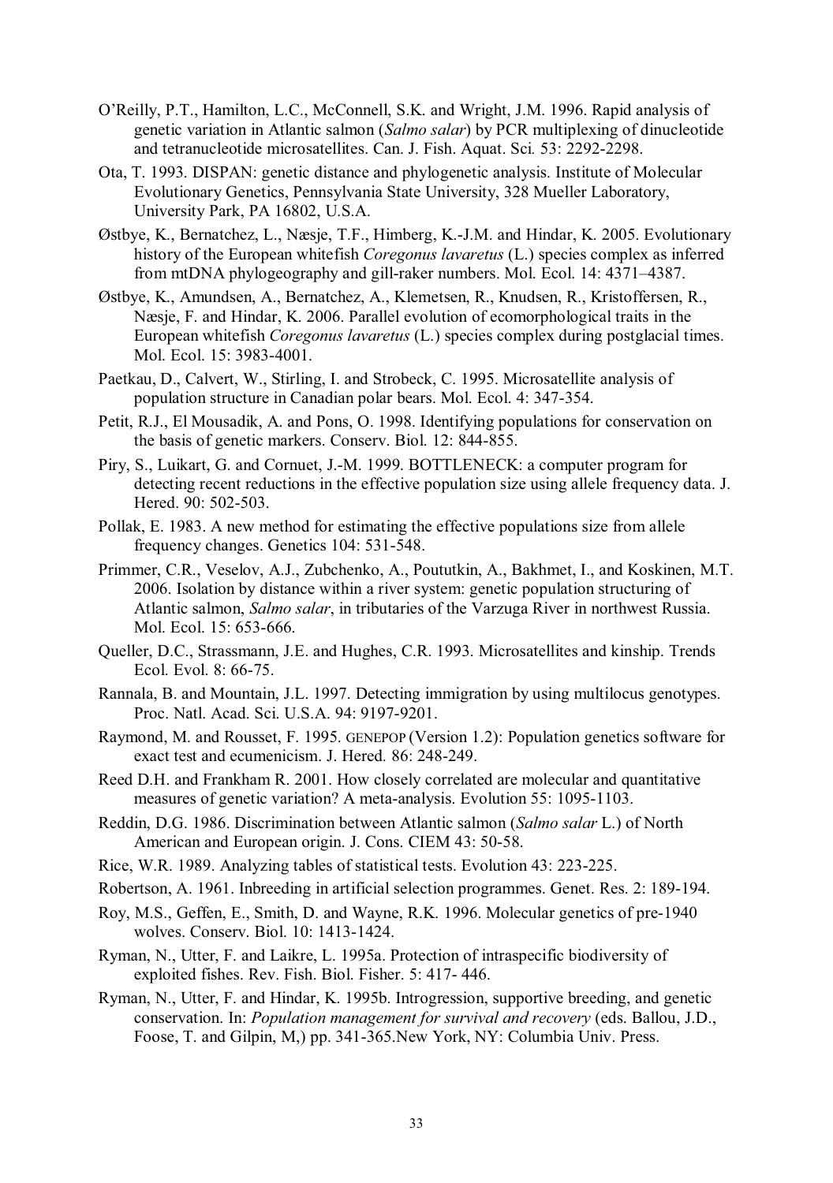O'Reilly, P.T., Hamilton, L.C., McConnell, S.K. and Wright, J.M. 1996. Rapid analysis of genetic variation in Atlantic salmon (*Salmo salar*) by PCR multiplexing of dinucleotide and tetranucleotide microsatellites. Can. J. Fish. Aquat. Sci. 53: 2292-2298.

Ota, T. 1993. DISPAN: genetic distance and phylogenetic analysis. Institute of Molecular Evolutionary Genetics, Pennsylvania State University, 328 Mueller Laboratory, University Park, PA 16802, U.S.A.

Østbye, K., Bernatchez, L., Næsje, T.F., Himberg, K.-J.M. and Hindar, K. 2005. Evolutionary history of the European whitefish *Coregonus lavaretus* (L.) species complex as inferred from mtDNA phylogeography and gill-raker numbers. Mol. Ecol. 14: 4371–4387.

Østbye, K., Amundsen, A., Bernatchez, A., Klemetsen, R., Knudsen, R., Kristoffersen, R., Næsje, F. and Hindar, K. 2006. Parallel evolution of ecomorphological traits in the European whitefish *Coregonus lavaretus* (L.) species complex during postglacial times. Mol. Ecol. 15: 3983-4001.

Paetkau, D., Calvert, W., Stirling, I. and Strobeck, C. 1995. Microsatellite analysis of population structure in Canadian polar bears. Mol. Ecol. 4: 347-354.

Petit, R.J., El Mousadik, A. and Pons, O. 1998. Identifying populations for conservation on the basis of genetic markers. Conserv. Biol. 12: 844-855.

Piry, S., Luikart, G. and Cornuet, J.-M. 1999. BOTTLENECK: a computer program for detecting recent reductions in the effective population size using allele frequency data. J. Hered. 90: 502-503.

Pollak, E. 1983. A new method for estimating the effective populations size from allele frequency changes. Genetics 104: 531-548.

Primmer, C.R., Veselov, A.J., Zubchenko, A., Poututkin, A., Bakhmet, I., and Koskinen, M.T. 2006. Isolation by distance within a river system: genetic population structuring of Atlantic salmon, *Salmo salar*, in tributaries of the Varzuga River in northwest Russia. Mol. Ecol. 15: 653-666.

Queller, D.C., Strassmann, J.E. and Hughes, C.R. 1993. Microsatellites and kinship. Trends Ecol. Evol. 8: 66-75.

Rannala, B. and Mountain, J.L. 1997. Detecting immigration by using multilocus genotypes. Proc. Natl. Acad. Sci. U.S.A. 94: 9197-9201.

Raymond, M. and Rousset, F. 1995. GENEPOP (Version 1.2): Population genetics software for exact test and ecumenicism. J. Hered. 86: 248-249.

Reed D.H. and Frankham R. 2001. How closely correlated are molecular and quantitative measures of genetic variation? A meta-analysis. Evolution 55: 1095-1103.

Reddin, D.G. 1986. Discrimination between Atlantic salmon (*Salmo salar* L.) of North American and European origin. J. Cons. CIEM 43: 50-58.

Rice, W.R. 1989. Analyzing tables of statistical tests. Evolution 43: 223-225.

Robertson, A. 1961. Inbreeding in artificial selection programmes. Genet. Res. 2: 189-194.

Roy, M.S., Geffen, E., Smith, D. and Wayne, R.K. 1996. Molecular genetics of pre-1940 wolves. Conserv. Biol. 10: 1413-1424.

Ryman, N., Utter, F. and Laikre, L. 1995a. Protection of intraspecific biodiversity of exploited fishes. Rev. Fish. Biol. Fisher. 5: 417- 446.

Ryman, N., Utter, F. and Hindar, K. 1995b. Introgression, supportive breeding, and genetic conservation. In: *Population management for survival and recovery* (eds. Ballou, J.D., Foose, T. and Gilpin, M,) pp. 341-365.New York, NY: Columbia Univ. Press.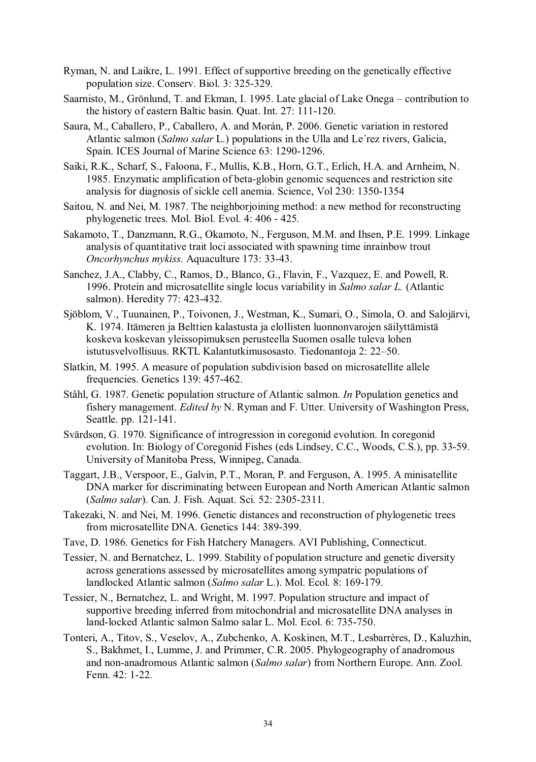Ryman, N. and Laikre, L. 1991. Effect of supportive breeding on the genetically effective population size. Conserv. Biol. 3: 325-329.

Saarnisto, M., Grönlund, T. and Ekman, I. 1995. Late glacial of Lake Onega – contribution to the history of eastern Baltic basin. Quat. Int. 27: 111-120.

Saura, M., Caballero, P., Caballero, A. and Morán, P. 2006. Genetic variation in restored Atlantic salmon (*Salmo salar* L.) populations in the Ulla and Le´rez rivers, Galicia, Spain. ICES Journal of Marine Science 63: 1290-1296.

Saiki, R.K., Scharf, S., Faloona, F., Mullis, K.B., Horn, G.T., Erlich, H.A. and Arnheim, N. 1985. Enzymatic amplification of beta-globin genomic sequences and restriction site analysis for diagnosis of sickle cell anemia. Science, Vol 230: 1350-1354

Saitou, N. and Nei, M. 1987. The neighborjoining method: a new method for reconstructing phylogenetic trees. Mol. Biol. Evol. 4: 406 - 425.

Sakamoto, T., Danzmann, R.G., Okamoto, N., Ferguson, M.M. and Ihsen, P.E. 1999. Linkage analysis of quantitative trait loci associated with spawning time inrainbow trout *Oncorhynchus mykiss*. Aquaculture 173: 33-43.

Sanchez, J.A., Clabby, C., Ramos, D., Blanco, G., Flavin, F., Vazquez, E. and Powell, R. 1996. Protein and microsatellite single locus variability in *Salmo salar L.* (Atlantic salmon). Heredity 77: 423-432.

Sjöblom, V., Tuunainen, P., Toivonen, J., Westman, K., Sumari, O., Simola, O. and Salojärvi, K. 1974. Itämeren ja Belttien kalastusta ja elollisten luonnonvarojen säilyttämistä koskeva koskevan yleissopimuksen perusteella Suomen osalle tuleva lohen istutusvelvollisuus. RKTL Kalantutkimusosasto. Tiedonantoja 2: 22–50.

Slatkin, M. 1995. A measure of population subdivision based on microsatellite allele frequencies. Genetics 139: 457-462.

Ståhl, G. 1987. Genetic population structure of Atlantic salmon. *In* Population genetics and fishery management. *Edited by* N. Ryman and F. Utter. University of Washington Press, Seattle. pp. 121-141.

Svärdson, G. 1970. Significance of introgression in coregonid evolution. In coregonid evolution. In: Biology of Coregonid Fishes (eds Lindsey, C.C., Woods, C.S.), pp. 33-59. University of Manitoba Press, Winnipeg, Canada.

Taggart, J.B., Verspoor, E., Galvin, P.T., Moran, P. and Ferguson, A. 1995. A minisatellite DNA marker for discriminating between European and North American Atlantic salmon (*Salmo salar*). Can. J. Fish. Aquat. Sci. 52: 2305-2311.

Takezaki, N. and Nei, M. 1996. Genetic distances and reconstruction of phylogenetic trees from microsatellite DNA. Genetics 144: 389-399.

Tave, D. 1986. Genetics for Fish Hatchery Managers. AVI Publishing, Connecticut.

Tessier, N. and Bernatchez, L. 1999. Stability of population structure and genetic diversity across generations assessed by microsatellites among sympatric populations of landlocked Atlantic salmon (*Salmo salar* L.). Mol. Ecol. 8: 169-179.

Tessier, N., Bernatchez, L. and Wright, M. 1997. Population structure and impact of supportive breeding inferred from mitochondrial and microsatellite DNA analyses in land-locked Atlantic salmon Salmo salar L. Mol. Ecol. 6: 735-750.

Tonteri, A., Titov, S., Veselov, A., Zubchenko, A. Koskinen, M.T., Lesbarrères, D., Kaluzhin, S., Bakhmet, I., Lumme, J. and Primmer, C.R. 2005. Phylogeography of anadromous and non-anadromous Atlantic salmon (*Salmo salar*) from Northern Europe. Ann. Zool. Fenn. 42: 1-22.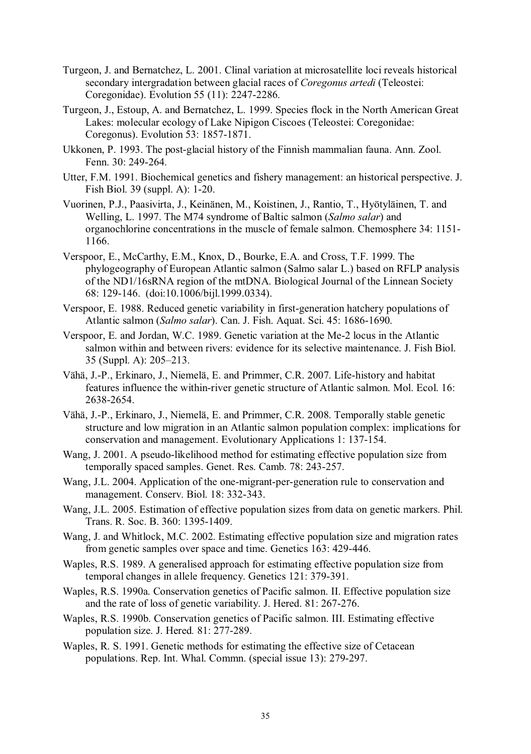Turgeon, J. and Bernatchez, L. 2001. Clinal variation at microsatellite loci reveals historical secondary intergradation between glacial races of *Coregonus artedi* (Teleostei: Coregonidae). Evolution 55 (11): 2247-2286.

Turgeon, J., Estoup, A. and Bernatchez, L. 1999. Species flock in the North American Great Lakes: molecular ecology of Lake Nipigon Ciscoes (Teleostei: Coregonidae: Coregonus). Evolution 53: 1857-1871.

Ukkonen, P. 1993. The post-glacial history of the Finnish mammalian fauna. Ann. Zool. Fenn. 30: 249-264.

Utter, F.M. 1991. Biochemical genetics and fishery management: an historical perspective. J. Fish Biol. 39 (suppl. A): 1-20.

Vuorinen, P.J., Paasivirta, J., Keinänen, M., Koistinen, J., Rantio, T., Hyötyläinen, T. and Welling, L. 1997. The M74 syndrome of Baltic salmon (*Salmo salar*) and organochlorine concentrations in the muscle of female salmon. Chemosphere 34: 1151-1166.

Verspoor, E., McCarthy, E.M., Knox, D., Bourke, E.A. and Cross, T.F. 1999. The phylogeography of European Atlantic salmon (Salmo salar L.) based on RFLP analysis of the ND1/16sRNA region of the mtDNA. Biological Journal of the Linnean Society 68: 129-146. (doi:10.1006/bijl.1999.0334).

Verspoor, E. 1988. Reduced genetic variability in first-generation hatchery populations of Atlantic salmon (*Salmo salar*). Can. J. Fish. Aquat. Sci. 45: 1686-1690.

Verspoor, E. and Jordan, W.C. 1989. Genetic variation at the Me-2 locus in the Atlantic salmon within and between rivers: evidence for its selective maintenance. J. Fish Biol. 35 (Suppl. A): 205–213.

Vähä, J.-P., Erkinaro, J., Niemelä, E. and Primmer, C.R. 2007. Life-history and habitat features influence the within-river genetic structure of Atlantic salmon. Mol. Ecol. 16: 2638-2654.

Vähä, J.-P., Erkinaro, J., Niemelä, E. and Primmer, C.R. 2008. Temporally stable genetic structure and low migration in an Atlantic salmon population complex: implications for conservation and management. Evolutionary Applications 1: 137-154.

Wang, J. 2001. A pseudo-likelihood method for estimating effective population size from temporally spaced samples. Genet. Res. Camb. 78: 243-257.

Wang, J.L. 2004. Application of the one-migrant-per-generation rule to conservation and management. Conserv. Biol. 18: 332-343.

Wang, J.L. 2005. Estimation of effective population sizes from data on genetic markers. Phil. Trans. R. Soc. B. 360: 1395-1409.

Wang, J. and Whitlock, M.C. 2002. Estimating effective population size and migration rates from genetic samples over space and time. Genetics 163: 429-446.

Waples, R.S. 1989. A generalised approach for estimating effective population size from temporal changes in allele frequency. Genetics 121: 379-391.

Waples, R.S. 1990a. Conservation genetics of Pacific salmon. II. Effective population size and the rate of loss of genetic variability. J. Hered. 81: 267-276.

Waples, R.S. 1990b. Conservation genetics of Pacific salmon. III. Estimating effective population size. J. Hered. 81: 277-289.

Waples, R. S. 1991. Genetic methods for estimating the effective size of Cetacean populations. Rep. Int. Whal. Commn. (special issue 13): 279-297.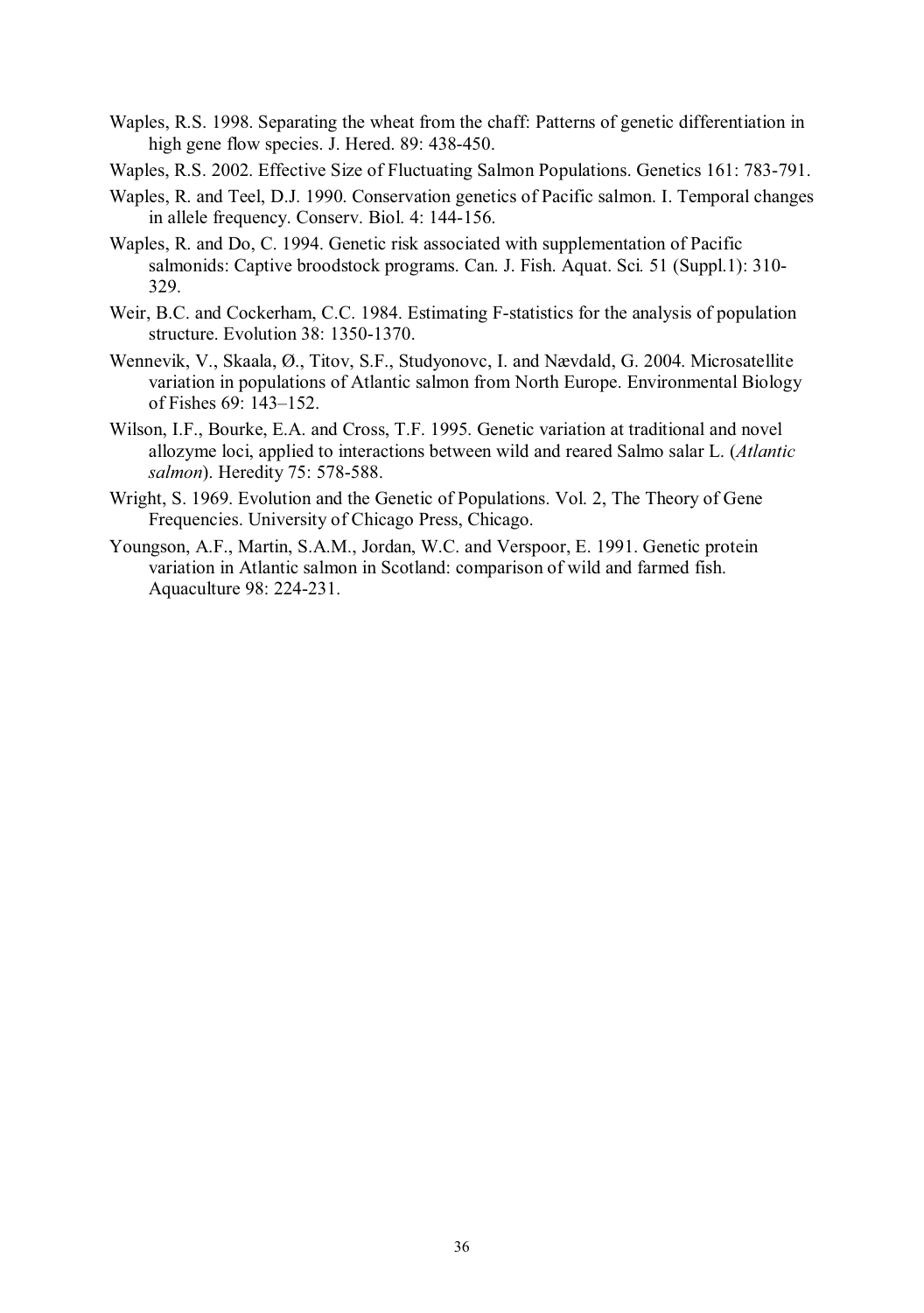Waples, R.S. 1998. Separating the wheat from the chaff: Patterns of genetic differentiation in high gene flow species. J. Hered. 89: 438-450.

Waples, R.S. 2002. Effective Size of Fluctuating Salmon Populations. Genetics 161: 783-791.

Waples, R. and Teel, D.J. 1990. Conservation genetics of Pacific salmon. I. Temporal changes in allele frequency. Conserv. Biol. 4: 144-156.

Waples, R. and Do, C. 1994. Genetic risk associated with supplementation of Pacific salmonids: Captive broodstock programs. Can. J. Fish. Aquat. Sci. 51 (Suppl.1): 310-329.

Weir, B.C. and Cockerham, C.C. 1984. Estimating F-statistics for the analysis of population structure. Evolution 38: 1350-1370.

Wennevik, V., Skaala, Ø., Titov, S.F., Studyonovc, I. and Nævdald, G. 2004. Microsatellite variation in populations of Atlantic salmon from North Europe. Environmental Biology of Fishes 69: 143–152.

Wilson, I.F., Bourke, E.A. and Cross, T.F. 1995. Genetic variation at traditional and novel allozyme loci, applied to interactions between wild and reared Salmo salar L. (*Atlantic salmon*). Heredity 75: 578-588.

Wright, S. 1969. Evolution and the Genetic of Populations. Vol. 2, The Theory of Gene Frequencies. University of Chicago Press, Chicago.

Youngson, A.F., Martin, S.A.M., Jordan, W.C. and Verspoor, E. 1991. Genetic protein variation in Atlantic salmon in Scotland: comparison of wild and farmed fish. Aquaculture 98: 224-231.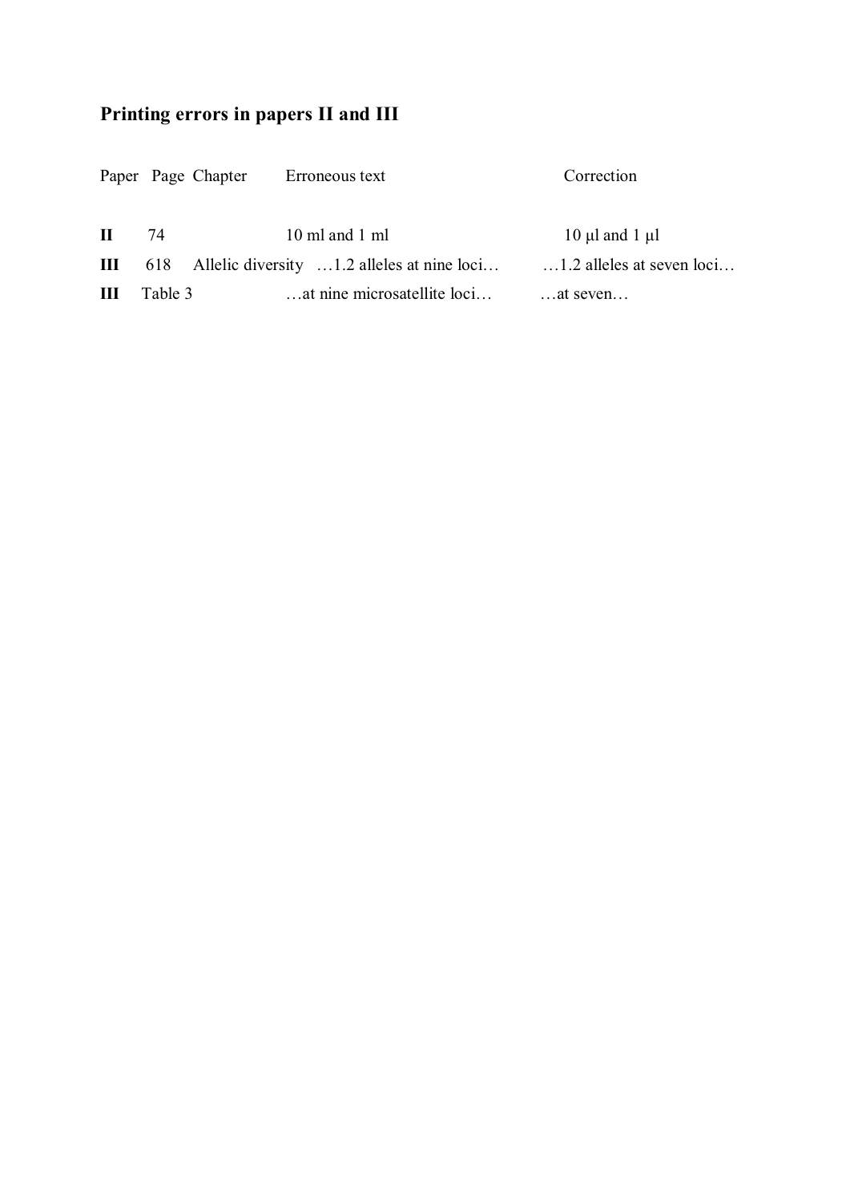## Printing errors in papers II and III

| Paper | Page | Chapter | Erroneous text | Correction |
|---|---|---|---|---|
| **II** | 74 | | 10 ml and 1 ml | 10 μl and 1 μl |
| **III** | 618 | Allelic diversity | …1.2 alleles at nine loci… | …1.2 alleles at seven loci… |
| **III** | Table 3 | | …at nine microsatellite loci… | …at seven… |